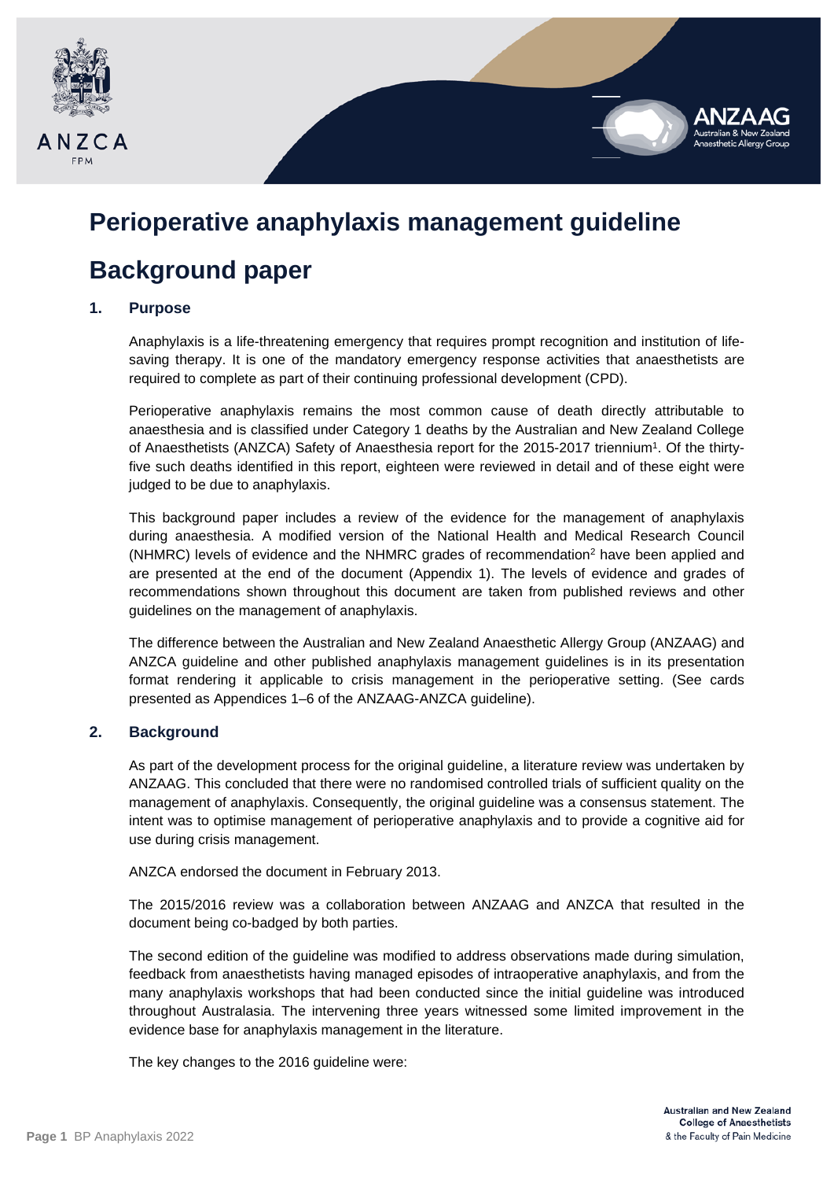# Perioperative anaphylaxis management guideline

# Background paper

## 1. Purpose

Anaphylaxis is a life-threatening emergency that requires prompt recognition and institution of life-saving therapy. It is one of the mandatory emergency response activities that anaesthetists are required to complete as part of their continuing professional development (CPD).

Perioperative anaphylaxis remains the most common cause of death directly attributable to anaesthesia and is classified under Category 1 deaths by the Australian and New Zealand College of Anaesthetists (ANZCA) Safety of Anaesthesia report for the 2015-2017 triennium[1]. Of the thirty-five such deaths identified in this report, eighteen were reviewed in detail and of these eight were judged to be due to anaphylaxis.

This background paper includes a review of the evidence for the management of anaphylaxis during anaesthesia. A modified version of the National Health and Medical Research Council (NHMRC) levels of evidence and the NHMRC grades of recommendation[2] have been applied and are presented at the end of the document (Appendix 1). The levels of evidence and grades of recommendations shown throughout this document are taken from published reviews and other guidelines on the management of anaphylaxis.

The difference between the Australian and New Zealand Anaesthetic Allergy Group (ANZAAG) and ANZCA guideline and other published anaphylaxis management guidelines is in its presentation format rendering it applicable to crisis management in the perioperative setting. (See cards presented as Appendices 1–6 of the ANZAAG-ANZCA guideline).

## 2. Background

As part of the development process for the original guideline, a literature review was undertaken by ANZAAG. This concluded that there were no randomised controlled trials of sufficient quality on the management of anaphylaxis. Consequently, the original guideline was a consensus statement. The intent was to optimise management of perioperative anaphylaxis and to provide a cognitive aid for use during crisis management.

ANZCA endorsed the document in February 2013.

The 2015/2016 review was a collaboration between ANZAAG and ANZCA that resulted in the document being co-badged by both parties.

The second edition of the guideline was modified to address observations made during simulation, feedback from anaesthetists having managed episodes of intraoperative anaphylaxis, and from the many anaphylaxis workshops that had been conducted since the initial guideline was introduced throughout Australasia. The intervening three years witnessed some limited improvement in the evidence base for anaphylaxis management in the literature.

The key changes to the 2016 guideline were: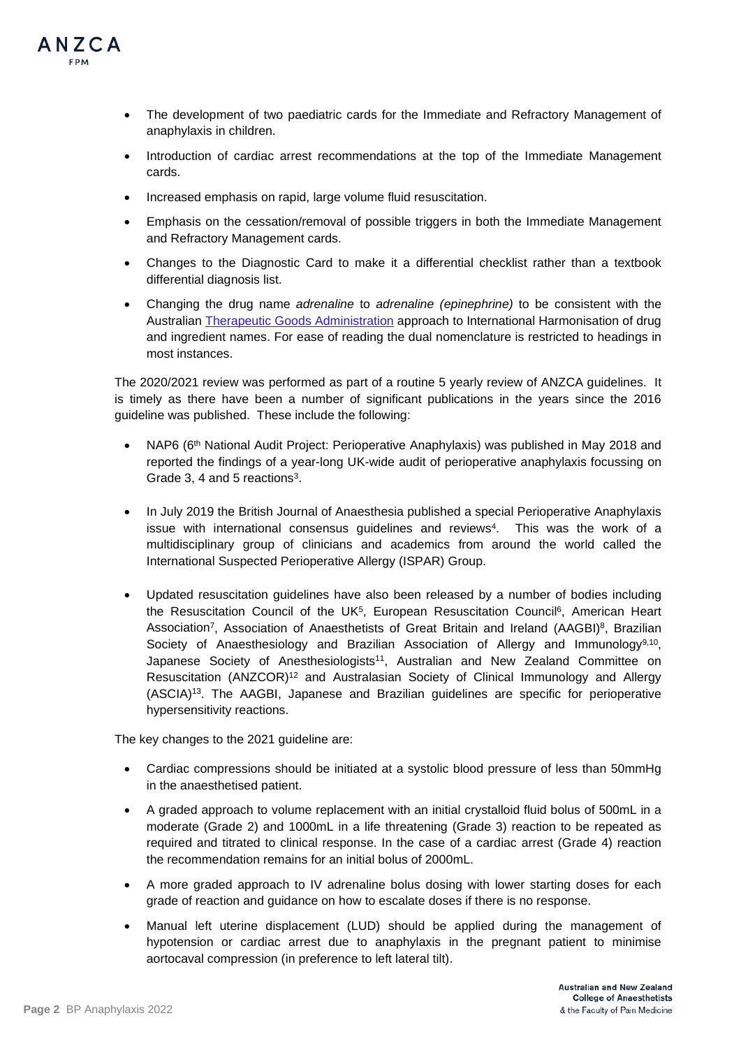- The development of two paediatric cards for the Immediate and Refractory Management of anaphylaxis in children.
- Introduction of cardiac arrest recommendations at the top of the Immediate Management cards.
- Increased emphasis on rapid, large volume fluid resuscitation.
- Emphasis on the cessation/removal of possible triggers in both the Immediate Management and Refractory Management cards.
- Changes to the Diagnostic Card to make it a differential checklist rather than a textbook differential diagnosis list.
- Changing the drug name *adrenaline* to *adrenaline (epinephrine)* to be consistent with the Australian Therapeutic Goods Administration approach to International Harmonisation of drug and ingredient names. For ease of reading the dual nomenclature is restricted to headings in most instances.

The 2020/2021 review was performed as part of a routine 5 yearly review of ANZCA guidelines. It is timely as there have been a number of significant publications in the years since the 2016 guideline was published. These include the following:

- NAP6 (6th National Audit Project: Perioperative Anaphylaxis) was published in May 2018 and reported the findings of a year-long UK-wide audit of perioperative anaphylaxis focussing on Grade 3, 4 and 5 reactions[3].
- In July 2019 the British Journal of Anaesthesia published a special Perioperative Anaphylaxis issue with international consensus guidelines and reviews[4]. This was the work of a multidisciplinary group of clinicians and academics from around the world called the International Suspected Perioperative Allergy (ISPAR) Group.
- Updated resuscitation guidelines have also been released by a number of bodies including the Resuscitation Council of the UK[5], European Resuscitation Council[6], American Heart Association[7], Association of Anaesthetists of Great Britain and Ireland (AAGBI)[8], Brazilian Society of Anaesthesiology and Brazilian Association of Allergy and Immunology[9,10], Japanese Society of Anesthesiologists[11], Australian and New Zealand Committee on Resuscitation (ANZCOR)[12] and Australasian Society of Clinical Immunology and Allergy (ASCIA)[13]. The AAGBI, Japanese and Brazilian guidelines are specific for perioperative hypersensitivity reactions.

The key changes to the 2021 guideline are:

- Cardiac compressions should be initiated at a systolic blood pressure of less than 50mmHg in the anaesthetised patient.
- A graded approach to volume replacement with an initial crystalloid fluid bolus of 500mL in a moderate (Grade 2) and 1000mL in a life threatening (Grade 3) reaction to be repeated as required and titrated to clinical response. In the case of a cardiac arrest (Grade 4) reaction the recommendation remains for an initial bolus of 2000mL.
- A more graded approach to IV adrenaline bolus dosing with lower starting doses for each grade of reaction and guidance on how to escalate doses if there is no response.
- Manual left uterine displacement (LUD) should be applied during the management of hypotension or cardiac arrest due to anaphylaxis in the pregnant patient to minimise aortocaval compression (in preference to left lateral tilt).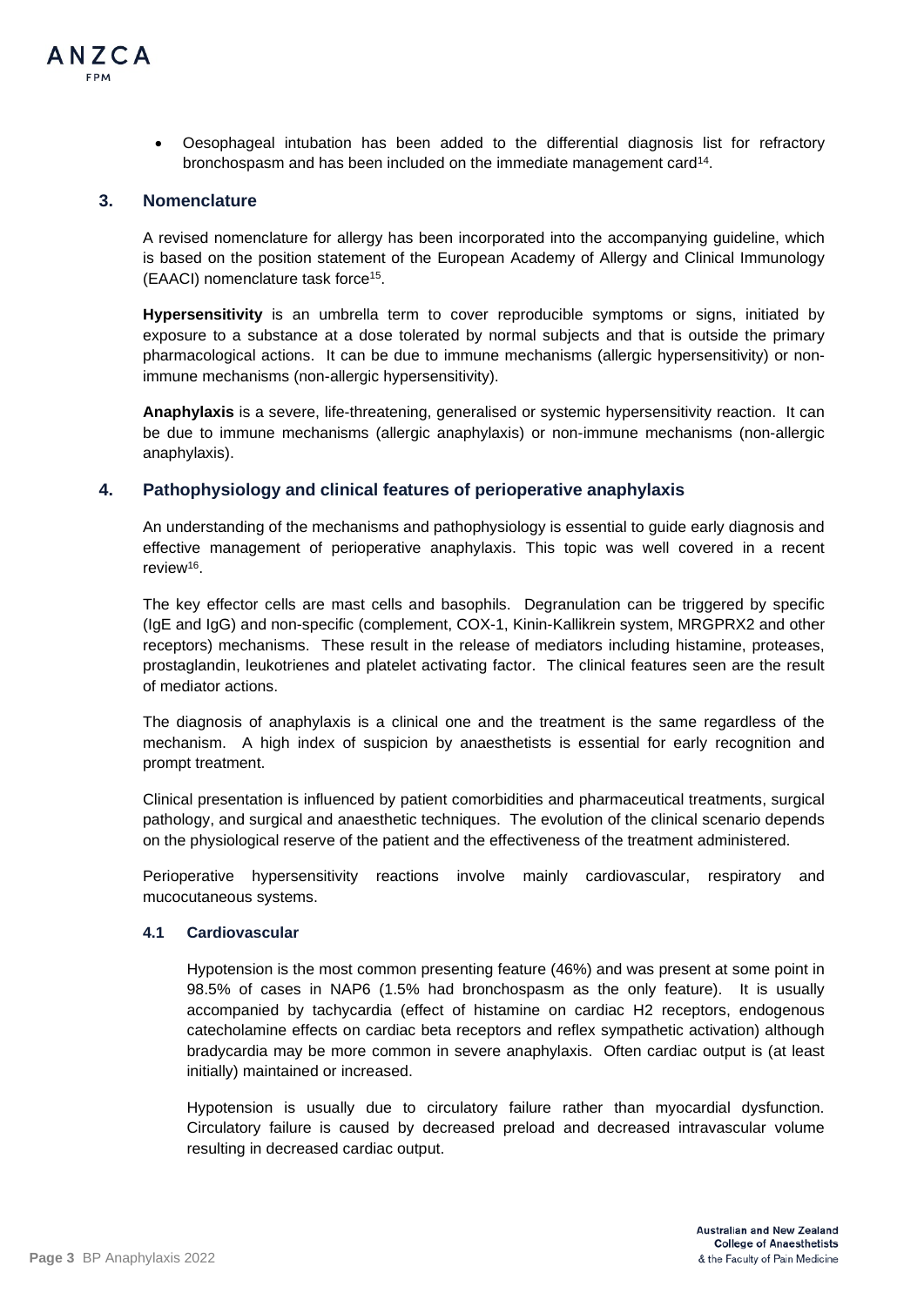- Oesophageal intubation has been added to the differential diagnosis list for refractory bronchospasm and has been included on the immediate management card[14].

## 3. Nomenclature

A revised nomenclature for allergy has been incorporated into the accompanying guideline, which is based on the position statement of the European Academy of Allergy and Clinical Immunology (EAACI) nomenclature task force[15].

**Hypersensitivity** is an umbrella term to cover reproducible symptoms or signs, initiated by exposure to a substance at a dose tolerated by normal subjects and that is outside the primary pharmacological actions. It can be due to immune mechanisms (allergic hypersensitivity) or non-immune mechanisms (non-allergic hypersensitivity).

**Anaphylaxis** is a severe, life-threatening, generalised or systemic hypersensitivity reaction. It can be due to immune mechanisms (allergic anaphylaxis) or non-immune mechanisms (non-allergic anaphylaxis).

## 4. Pathophysiology and clinical features of perioperative anaphylaxis

An understanding of the mechanisms and pathophysiology is essential to guide early diagnosis and effective management of perioperative anaphylaxis. This topic was well covered in a recent review[16].

The key effector cells are mast cells and basophils. Degranulation can be triggered by specific (IgE and IgG) and non-specific (complement, COX-1, Kinin-Kallikrein system, MRGPRX2 and other receptors) mechanisms. These result in the release of mediators including histamine, proteases, prostaglandin, leukotrienes and platelet activating factor. The clinical features seen are the result of mediator actions.

The diagnosis of anaphylaxis is a clinical one and the treatment is the same regardless of the mechanism. A high index of suspicion by anaesthetists is essential for early recognition and prompt treatment.

Clinical presentation is influenced by patient comorbidities and pharmaceutical treatments, surgical pathology, and surgical and anaesthetic techniques. The evolution of the clinical scenario depends on the physiological reserve of the patient and the effectiveness of the treatment administered.

Perioperative hypersensitivity reactions involve mainly cardiovascular, respiratory and mucocutaneous systems.

### 4.1 Cardiovascular

Hypotension is the most common presenting feature (46%) and was present at some point in 98.5% of cases in NAP6 (1.5% had bronchospasm as the only feature). It is usually accompanied by tachycardia (effect of histamine on cardiac H2 receptors, endogenous catecholamine effects on cardiac beta receptors and reflex sympathetic activation) although bradycardia may be more common in severe anaphylaxis. Often cardiac output is (at least initially) maintained or increased.

Hypotension is usually due to circulatory failure rather than myocardial dysfunction. Circulatory failure is caused by decreased preload and decreased intravascular volume resulting in decreased cardiac output.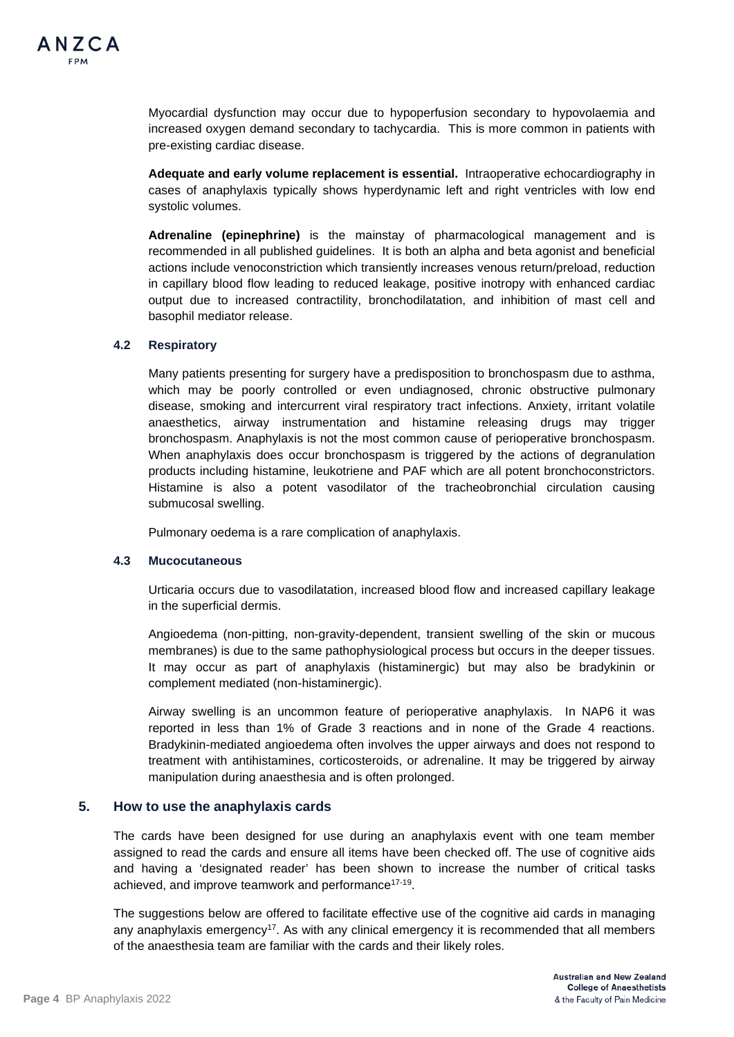Myocardial dysfunction may occur due to hypoperfusion secondary to hypovolaemia and increased oxygen demand secondary to tachycardia. This is more common in patients with pre-existing cardiac disease.

**Adequate and early volume replacement is essential.** Intraoperative echocardiography in cases of anaphylaxis typically shows hyperdynamic left and right ventricles with low end systolic volumes.

**Adrenaline (epinephrine)** is the mainstay of pharmacological management and is recommended in all published guidelines. It is both an alpha and beta agonist and beneficial actions include venoconstriction which transiently increases venous return/preload, reduction in capillary blood flow leading to reduced leakage, positive inotropy with enhanced cardiac output due to increased contractility, bronchodilatation, and inhibition of mast cell and basophil mediator release.

### 4.2 Respiratory

Many patients presenting for surgery have a predisposition to bronchospasm due to asthma, which may be poorly controlled or even undiagnosed, chronic obstructive pulmonary disease, smoking and intercurrent viral respiratory tract infections. Anxiety, irritant volatile anaesthetics, airway instrumentation and histamine releasing drugs may trigger bronchospasm. Anaphylaxis is not the most common cause of perioperative bronchospasm. When anaphylaxis does occur bronchospasm is triggered by the actions of degranulation products including histamine, leukotriene and PAF which are all potent bronchoconstrictors. Histamine is also a potent vasodilator of the tracheobronchial circulation causing submucosal swelling.

Pulmonary oedema is a rare complication of anaphylaxis.

### 4.3 Mucocutaneous

Urticaria occurs due to vasodilatation, increased blood flow and increased capillary leakage in the superficial dermis.

Angioedema (non-pitting, non-gravity-dependent, transient swelling of the skin or mucous membranes) is due to the same pathophysiological process but occurs in the deeper tissues. It may occur as part of anaphylaxis (histaminergic) but may also be bradykinin or complement mediated (non-histaminergic).

Airway swelling is an uncommon feature of perioperative anaphylaxis. In NAP6 it was reported in less than 1% of Grade 3 reactions and in none of the Grade 4 reactions. Bradykinin-mediated angioedema often involves the upper airways and does not respond to treatment with antihistamines, corticosteroids, or adrenaline. It may be triggered by airway manipulation during anaesthesia and is often prolonged.

## 5. How to use the anaphylaxis cards

The cards have been designed for use during an anaphylaxis event with one team member assigned to read the cards and ensure all items have been checked off. The use of cognitive aids and having a 'designated reader' has been shown to increase the number of critical tasks achieved, and improve teamwork and performance[17-19].

The suggestions below are offered to facilitate effective use of the cognitive aid cards in managing any anaphylaxis emergency[17]. As with any clinical emergency it is recommended that all members of the anaesthesia team are familiar with the cards and their likely roles.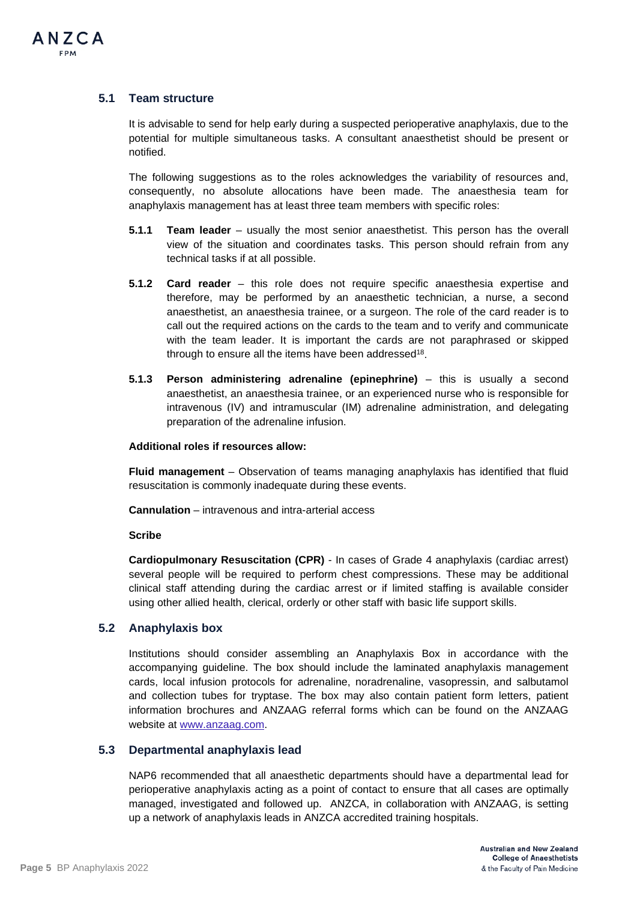## 5.1 Team structure

It is advisable to send for help early during a suspected perioperative anaphylaxis, due to the potential for multiple simultaneous tasks. A consultant anaesthetist should be present or notified.

The following suggestions as to the roles acknowledges the variability of resources and, consequently, no absolute allocations have been made. The anaesthesia team for anaphylaxis management has at least three team members with specific roles:

**5.1.1 Team leader** – usually the most senior anaesthetist. This person has the overall view of the situation and coordinates tasks. This person should refrain from any technical tasks if at all possible.

**5.1.2 Card reader** – this role does not require specific anaesthesia expertise and therefore, may be performed by an anaesthetic technician, a nurse, a second anaesthetist, an anaesthesia trainee, or a surgeon. The role of the card reader is to call out the required actions on the cards to the team and to verify and communicate with the team leader. It is important the cards are not paraphrased or skipped through to ensure all the items have been addressed[18].

**5.1.3 Person administering adrenaline (epinephrine)** – this is usually a second anaesthetist, an anaesthesia trainee, or an experienced nurse who is responsible for intravenous (IV) and intramuscular (IM) adrenaline administration, and delegating preparation of the adrenaline infusion.

**Additional roles if resources allow:**

**Fluid management** – Observation of teams managing anaphylaxis has identified that fluid resuscitation is commonly inadequate during these events.

**Cannulation** – intravenous and intra-arterial access

**Scribe**

**Cardiopulmonary Resuscitation (CPR)** - In cases of Grade 4 anaphylaxis (cardiac arrest) several people will be required to perform chest compressions. These may be additional clinical staff attending during the cardiac arrest or if limited staffing is available consider using other allied health, clerical, orderly or other staff with basic life support skills.

## 5.2 Anaphylaxis box

Institutions should consider assembling an Anaphylaxis Box in accordance with the accompanying guideline. The box should include the laminated anaphylaxis management cards, local infusion protocols for adrenaline, noradrenaline, vasopressin, and salbutamol and collection tubes for tryptase. The box may also contain patient form letters, patient information brochures and ANZAAG referral forms which can be found on the ANZAAG website at www.anzaag.com.

## 5.3 Departmental anaphylaxis lead

NAP6 recommended that all anaesthetic departments should have a departmental lead for perioperative anaphylaxis acting as a point of contact to ensure that all cases are optimally managed, investigated and followed up. ANZCA, in collaboration with ANZAAG, is setting up a network of anaphylaxis leads in ANZCA accredited training hospitals.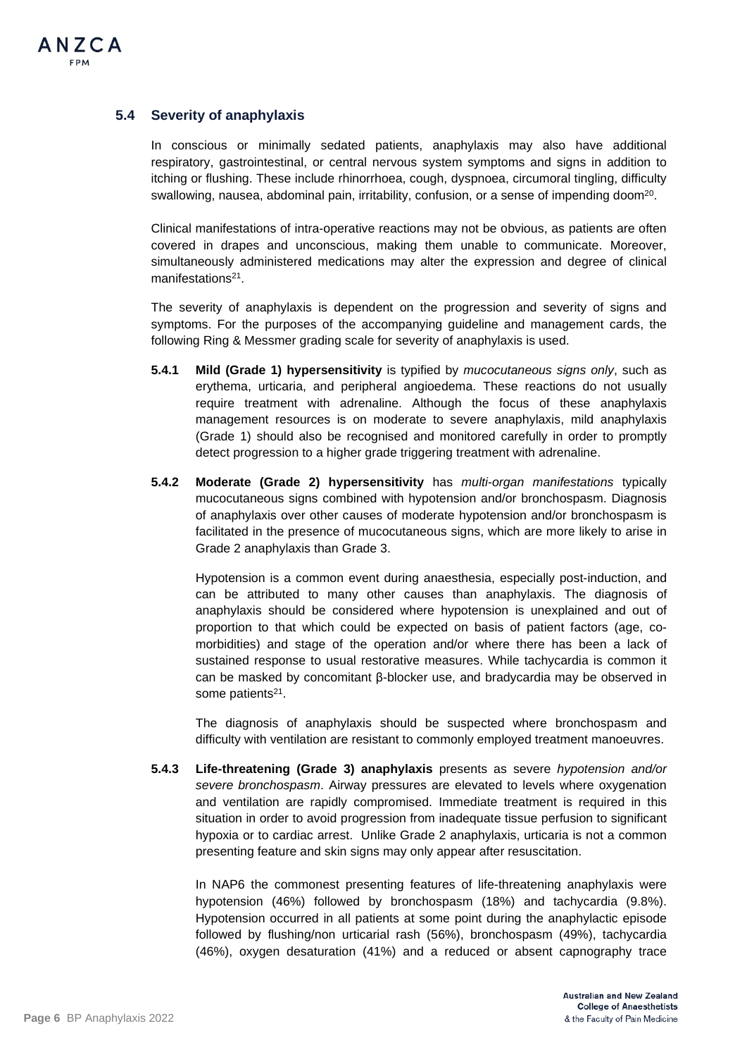## 5.4 Severity of anaphylaxis

In conscious or minimally sedated patients, anaphylaxis may also have additional respiratory, gastrointestinal, or central nervous system symptoms and signs in addition to itching or flushing. These include rhinorrhoea, cough, dyspnoea, circumoral tingling, difficulty swallowing, nausea, abdominal pain, irritability, confusion, or a sense of impending doom[20].

Clinical manifestations of intra-operative reactions may not be obvious, as patients are often covered in drapes and unconscious, making them unable to communicate. Moreover, simultaneously administered medications may alter the expression and degree of clinical manifestations[21].

The severity of anaphylaxis is dependent on the progression and severity of signs and symptoms. For the purposes of the accompanying guideline and management cards, the following Ring & Messmer grading scale for severity of anaphylaxis is used.

**5.4.1 Mild (Grade 1) hypersensitivity** is typified by *mucocutaneous signs only*, such as erythema, urticaria, and peripheral angioedema. These reactions do not usually require treatment with adrenaline. Although the focus of these anaphylaxis management resources is on moderate to severe anaphylaxis, mild anaphylaxis (Grade 1) should also be recognised and monitored carefully in order to promptly detect progression to a higher grade triggering treatment with adrenaline.

**5.4.2 Moderate (Grade 2) hypersensitivity** has *multi-organ manifestations* typically mucocutaneous signs combined with hypotension and/or bronchospasm. Diagnosis of anaphylaxis over other causes of moderate hypotension and/or bronchospasm is facilitated in the presence of mucocutaneous signs, which are more likely to arise in Grade 2 anaphylaxis than Grade 3.

Hypotension is a common event during anaesthesia, especially post-induction, and can be attributed to many other causes than anaphylaxis. The diagnosis of anaphylaxis should be considered where hypotension is unexplained and out of proportion to that which could be expected on basis of patient factors (age, co-morbidities) and stage of the operation and/or where there has been a lack of sustained response to usual restorative measures. While tachycardia is common it can be masked by concomitant β-blocker use, and bradycardia may be observed in some patients[21].

The diagnosis of anaphylaxis should be suspected where bronchospasm and difficulty with ventilation are resistant to commonly employed treatment manoeuvres.

**5.4.3 Life-threatening (Grade 3) anaphylaxis** presents as severe *hypotension and/or severe bronchospasm*. Airway pressures are elevated to levels where oxygenation and ventilation are rapidly compromised. Immediate treatment is required in this situation in order to avoid progression from inadequate tissue perfusion to significant hypoxia or to cardiac arrest. Unlike Grade 2 anaphylaxis, urticaria is not a common presenting feature and skin signs may only appear after resuscitation.

In NAP6 the commonest presenting features of life-threatening anaphylaxis were hypotension (46%) followed by bronchospasm (18%) and tachycardia (9.8%). Hypotension occurred in all patients at some point during the anaphylactic episode followed by flushing/non urticarial rash (56%), bronchospasm (49%), tachycardia (46%), oxygen desaturation (41%) and a reduced or absent capnography trace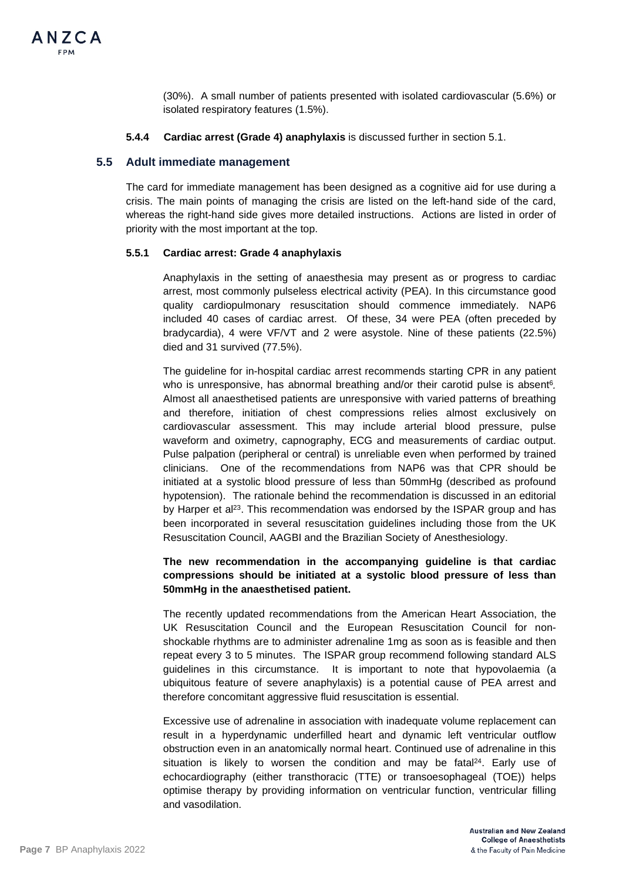(30%). A small number of patients presented with isolated cardiovascular (5.6%) or isolated respiratory features (1.5%).

**5.4.4 Cardiac arrest (Grade 4) anaphylaxis** is discussed further in section 5.1.

## 5.5 Adult immediate management

The card for immediate management has been designed as a cognitive aid for use during a crisis. The main points of managing the crisis are listed on the left-hand side of the card, whereas the right-hand side gives more detailed instructions. Actions are listed in order of priority with the most important at the top.

### 5.5.1 Cardiac arrest: Grade 4 anaphylaxis

Anaphylaxis in the setting of anaesthesia may present as or progress to cardiac arrest, most commonly pulseless electrical activity (PEA). In this circumstance good quality cardiopulmonary resuscitation should commence immediately. NAP6 included 40 cases of cardiac arrest. Of these, 34 were PEA (often preceded by bradycardia), 4 were VF/VT and 2 were asystole. Nine of these patients (22.5%) died and 31 survived (77.5%).

The guideline for in-hospital cardiac arrest recommends starting CPR in any patient who is unresponsive, has abnormal breathing and/or their carotid pulse is absent[6]. Almost all anaesthetised patients are unresponsive with varied patterns of breathing and therefore, initiation of chest compressions relies almost exclusively on cardiovascular assessment. This may include arterial blood pressure, pulse waveform and oximetry, capnography, ECG and measurements of cardiac output. Pulse palpation (peripheral or central) is unreliable even when performed by trained clinicians. One of the recommendations from NAP6 was that CPR should be initiated at a systolic blood pressure of less than 50mmHg (described as profound hypotension). The rationale behind the recommendation is discussed in an editorial by Harper et al[23]. This recommendation was endorsed by the ISPAR group and has been incorporated in several resuscitation guidelines including those from the UK Resuscitation Council, AAGBI and the Brazilian Society of Anesthesiology.

**The new recommendation in the accompanying guideline is that cardiac compressions should be initiated at a systolic blood pressure of less than 50mmHg in the anaesthetised patient.**

The recently updated recommendations from the American Heart Association, the UK Resuscitation Council and the European Resuscitation Council for non-shockable rhythms are to administer adrenaline 1mg as soon as is feasible and then repeat every 3 to 5 minutes. The ISPAR group recommend following standard ALS guidelines in this circumstance. It is important to note that hypovolaemia (a ubiquitous feature of severe anaphylaxis) is a potential cause of PEA arrest and therefore concomitant aggressive fluid resuscitation is essential.

Excessive use of adrenaline in association with inadequate volume replacement can result in a hyperdynamic underfilled heart and dynamic left ventricular outflow obstruction even in an anatomically normal heart. Continued use of adrenaline in this situation is likely to worsen the condition and may be fatal[24]. Early use of echocardiography (either transthoracic (TTE) or transoesophageal (TOE)) helps optimise therapy by providing information on ventricular function, ventricular filling and vasodilation.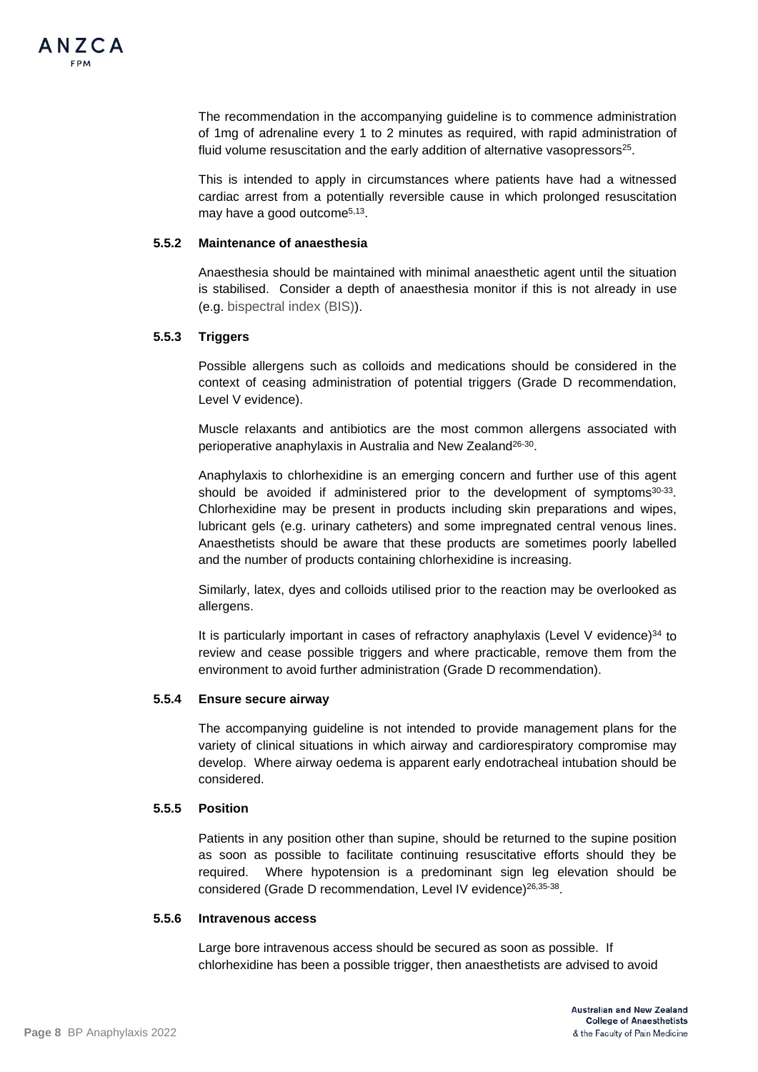The recommendation in the accompanying guideline is to commence administration of 1mg of adrenaline every 1 to 2 minutes as required, with rapid administration of fluid volume resuscitation and the early addition of alternative vasopressors[25].

This is intended to apply in circumstances where patients have had a witnessed cardiac arrest from a potentially reversible cause in which prolonged resuscitation may have a good outcome[5,13].

#### 5.5.2 Maintenance of anaesthesia

Anaesthesia should be maintained with minimal anaesthetic agent until the situation is stabilised. Consider a depth of anaesthesia monitor if this is not already in use (e.g. bispectral index (BIS)).

#### 5.5.3 Triggers

Possible allergens such as colloids and medications should be considered in the context of ceasing administration of potential triggers (Grade D recommendation, Level V evidence).

Muscle relaxants and antibiotics are the most common allergens associated with perioperative anaphylaxis in Australia and New Zealand[26-30].

Anaphylaxis to chlorhexidine is an emerging concern and further use of this agent should be avoided if administered prior to the development of symptoms[30-33]. Chlorhexidine may be present in products including skin preparations and wipes, lubricant gels (e.g. urinary catheters) and some impregnated central venous lines. Anaesthetists should be aware that these products are sometimes poorly labelled and the number of products containing chlorhexidine is increasing.

Similarly, latex, dyes and colloids utilised prior to the reaction may be overlooked as allergens.

It is particularly important in cases of refractory anaphylaxis (Level V evidence)[34] to review and cease possible triggers and where practicable, remove them from the environment to avoid further administration (Grade D recommendation).

#### 5.5.4 Ensure secure airway

The accompanying guideline is not intended to provide management plans for the variety of clinical situations in which airway and cardiorespiratory compromise may develop. Where airway oedema is apparent early endotracheal intubation should be considered.

#### 5.5.5 Position

Patients in any position other than supine, should be returned to the supine position as soon as possible to facilitate continuing resuscitative efforts should they be required. Where hypotension is a predominant sign leg elevation should be considered (Grade D recommendation, Level IV evidence)[26,35-38].

#### 5.5.6 Intravenous access

Large bore intravenous access should be secured as soon as possible. If chlorhexidine has been a possible trigger, then anaesthetists are advised to avoid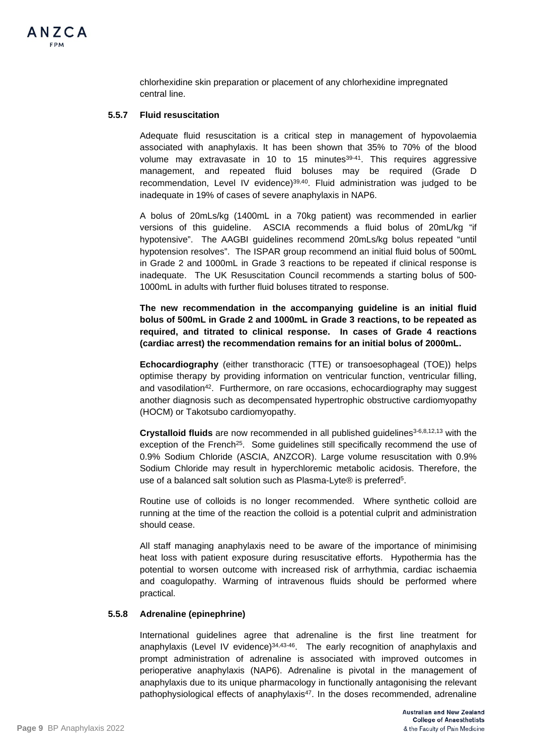chlorhexidine skin preparation or placement of any chlorhexidine impregnated central line.

### 5.5.7 Fluid resuscitation

Adequate fluid resuscitation is a critical step in management of hypovolaemia associated with anaphylaxis. It has been shown that 35% to 70% of the blood volume may extravasate in 10 to 15 minutes[39-41]. This requires aggressive management, and repeated fluid boluses may be required (Grade D recommendation, Level IV evidence)[39,40]. Fluid administration was judged to be inadequate in 19% of cases of severe anaphylaxis in NAP6.

A bolus of 20mLs/kg (1400mL in a 70kg patient) was recommended in earlier versions of this guideline. ASCIA recommends a fluid bolus of 20mL/kg "if hypotensive". The AAGBI guidelines recommend 20mLs/kg bolus repeated "until hypotension resolves". The ISPAR group recommend an initial fluid bolus of 500mL in Grade 2 and 1000mL in Grade 3 reactions to be repeated if clinical response is inadequate. The UK Resuscitation Council recommends a starting bolus of 500-1000mL in adults with further fluid boluses titrated to response.

**The new recommendation in the accompanying guideline is an initial fluid bolus of 500mL in Grade 2 and 1000mL in Grade 3 reactions, to be repeated as required, and titrated to clinical response. In cases of Grade 4 reactions (cardiac arrest) the recommendation remains for an initial bolus of 2000mL.**

**Echocardiography** (either transthoracic (TTE) or transoesophageal (TOE)) helps optimise therapy by providing information on ventricular function, ventricular filling, and vasodilation[42]. Furthermore, on rare occasions, echocardiography may suggest another diagnosis such as decompensated hypertrophic obstructive cardiomyopathy (HOCM) or Takotsubo cardiomyopathy.

**Crystalloid fluids** are now recommended in all published guidelines[3-6,8,12,13] with the exception of the French[25]. Some guidelines still specifically recommend the use of 0.9% Sodium Chloride (ASCIA, ANZCOR). Large volume resuscitation with 0.9% Sodium Chloride may result in hyperchloremic metabolic acidosis. Therefore, the use of a balanced salt solution such as Plasma-Lyte® is preferred[5].

Routine use of colloids is no longer recommended. Where synthetic colloid are running at the time of the reaction the colloid is a potential culprit and administration should cease.

All staff managing anaphylaxis need to be aware of the importance of minimising heat loss with patient exposure during resuscitative efforts. Hypothermia has the potential to worsen outcome with increased risk of arrhythmia, cardiac ischaemia and coagulopathy. Warming of intravenous fluids should be performed where practical.

### 5.5.8 Adrenaline (epinephrine)

International guidelines agree that adrenaline is the first line treatment for anaphylaxis (Level IV evidence)[34,43-46]. The early recognition of anaphylaxis and prompt administration of adrenaline is associated with improved outcomes in perioperative anaphylaxis (NAP6). Adrenaline is pivotal in the management of anaphylaxis due to its unique pharmacology in functionally antagonising the relevant pathophysiological effects of anaphylaxis[47]. In the doses recommended, adrenaline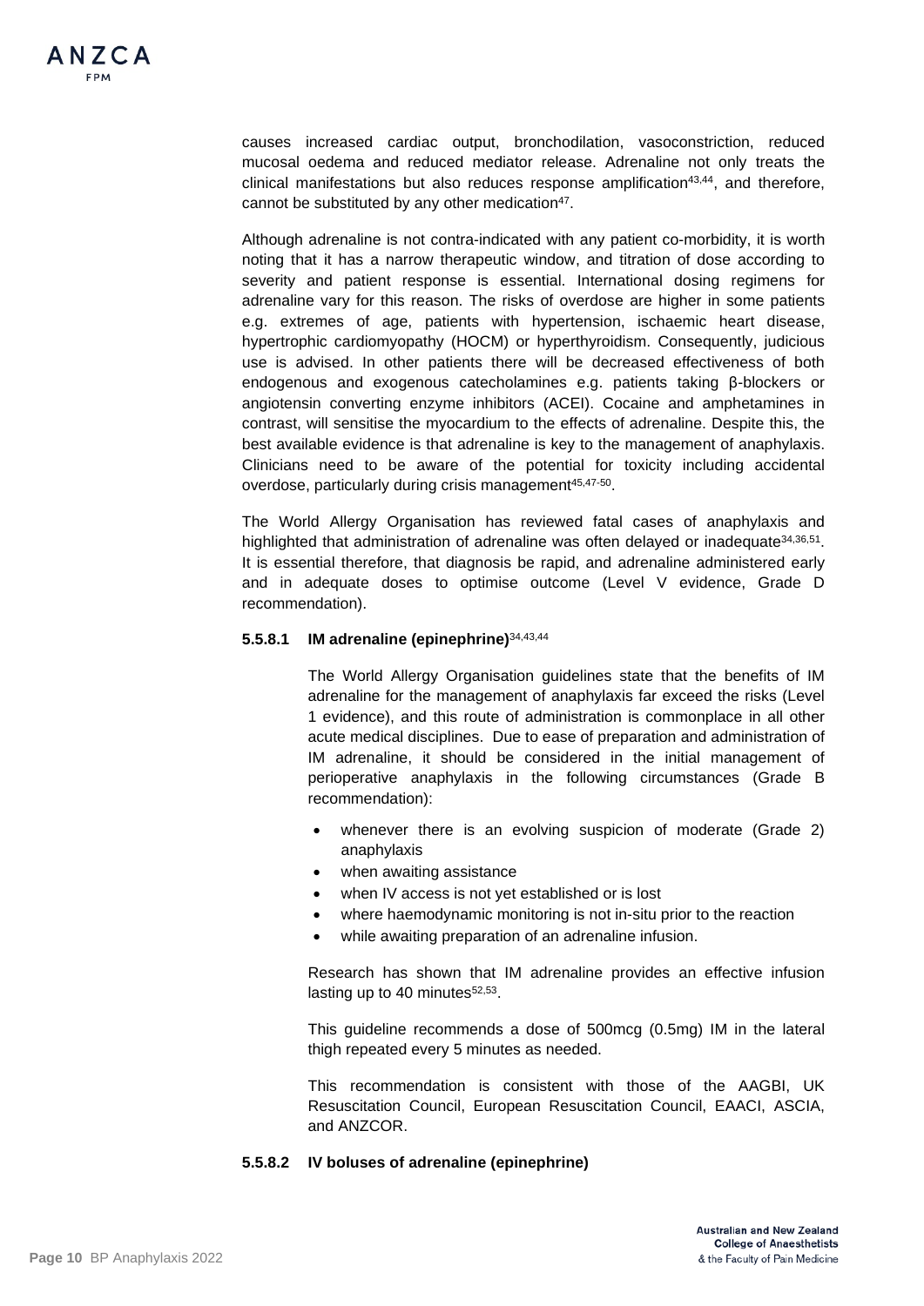causes increased cardiac output, bronchodilation, vasoconstriction, reduced mucosal oedema and reduced mediator release. Adrenaline not only treats the clinical manifestations but also reduces response amplification[43,44], and therefore, cannot be substituted by any other medication[47].

Although adrenaline is not contra-indicated with any patient co-morbidity, it is worth noting that it has a narrow therapeutic window, and titration of dose according to severity and patient response is essential. International dosing regimens for adrenaline vary for this reason. The risks of overdose are higher in some patients e.g. extremes of age, patients with hypertension, ischaemic heart disease, hypertrophic cardiomyopathy (HOCM) or hyperthyroidism. Consequently, judicious use is advised. In other patients there will be decreased effectiveness of both endogenous and exogenous catecholamines e.g. patients taking β-blockers or angiotensin converting enzyme inhibitors (ACEI). Cocaine and amphetamines in contrast, will sensitise the myocardium to the effects of adrenaline. Despite this, the best available evidence is that adrenaline is key to the management of anaphylaxis. Clinicians need to be aware of the potential for toxicity including accidental overdose, particularly during crisis management[45,47-50].

The World Allergy Organisation has reviewed fatal cases of anaphylaxis and highlighted that administration of adrenaline was often delayed or inadequate[34,36,51]. It is essential therefore, that diagnosis be rapid, and adrenaline administered early and in adequate doses to optimise outcome (Level V evidence, Grade D recommendation).

#### 5.5.8.1 IM adrenaline (epinephrine)[34,43,44]

The World Allergy Organisation guidelines state that the benefits of IM adrenaline for the management of anaphylaxis far exceed the risks (Level 1 evidence), and this route of administration is commonplace in all other acute medical disciplines. Due to ease of preparation and administration of IM adrenaline, it should be considered in the initial management of perioperative anaphylaxis in the following circumstances (Grade B recommendation):

- whenever there is an evolving suspicion of moderate (Grade 2) anaphylaxis
- when awaiting assistance
- when IV access is not yet established or is lost
- where haemodynamic monitoring is not in-situ prior to the reaction
- while awaiting preparation of an adrenaline infusion.

Research has shown that IM adrenaline provides an effective infusion lasting up to 40 minutes[52,53].

This guideline recommends a dose of 500mcg (0.5mg) IM in the lateral thigh repeated every 5 minutes as needed.

This recommendation is consistent with those of the AAGBI, UK Resuscitation Council, European Resuscitation Council, EAACI, ASCIA, and ANZCOR.

#### 5.5.8.2 IV boluses of adrenaline (epinephrine)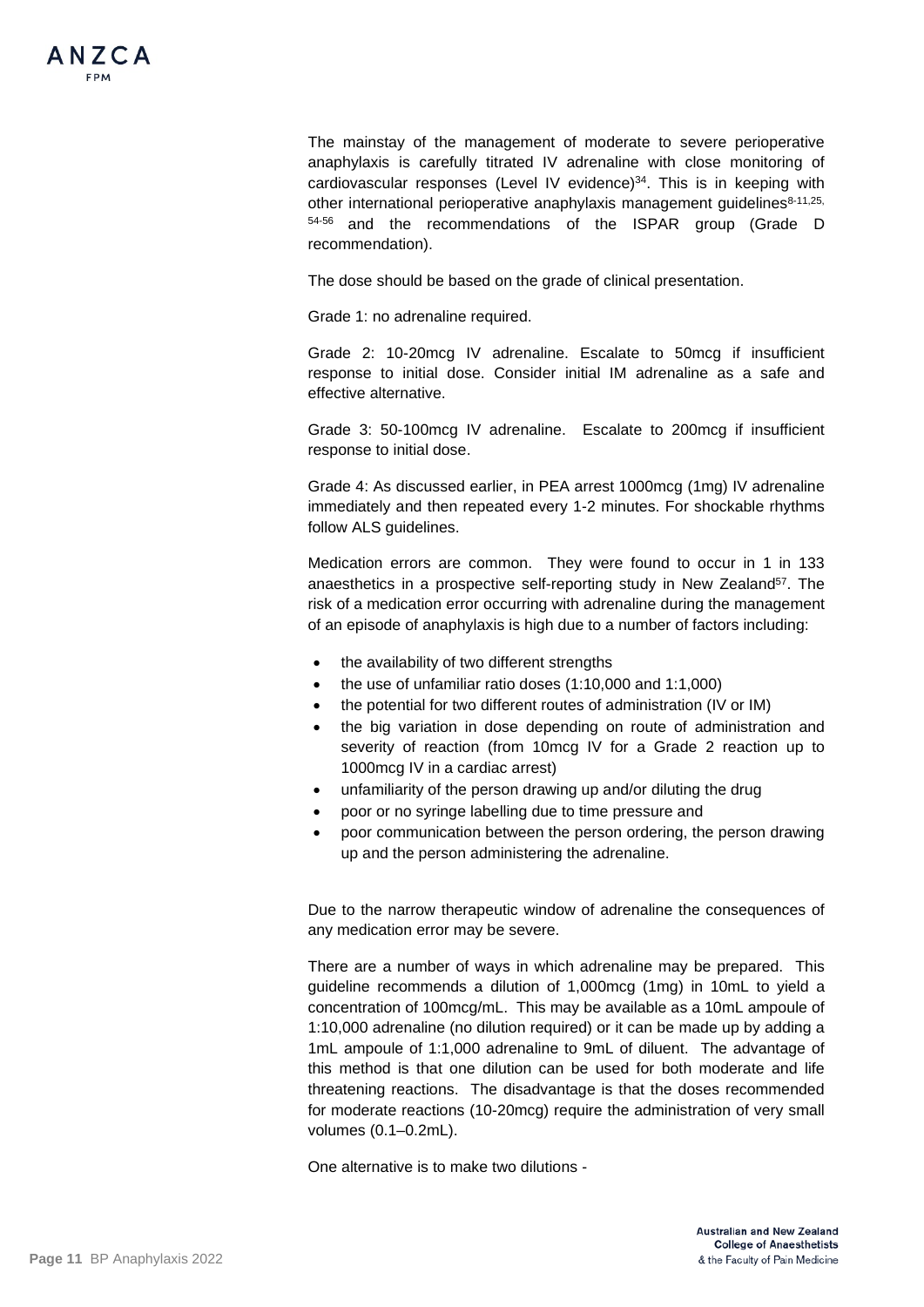The mainstay of the management of moderate to severe perioperative anaphylaxis is carefully titrated IV adrenaline with close monitoring of cardiovascular responses (Level IV evidence)[34]. This is in keeping with other international perioperative anaphylaxis management guidelines[8-11,25,54-56] and the recommendations of the ISPAR group (Grade D recommendation).

The dose should be based on the grade of clinical presentation.

Grade 1: no adrenaline required.

Grade 2: 10-20mcg IV adrenaline. Escalate to 50mcg if insufficient response to initial dose. Consider initial IM adrenaline as a safe and effective alternative.

Grade 3: 50-100mcg IV adrenaline. Escalate to 200mcg if insufficient response to initial dose.

Grade 4: As discussed earlier, in PEA arrest 1000mcg (1mg) IV adrenaline immediately and then repeated every 1-2 minutes. For shockable rhythms follow ALS guidelines.

Medication errors are common. They were found to occur in 1 in 133 anaesthetics in a prospective self-reporting study in New Zealand[57]. The risk of a medication error occurring with adrenaline during the management of an episode of anaphylaxis is high due to a number of factors including:

- the availability of two different strengths
- the use of unfamiliar ratio doses (1:10,000 and 1:1,000)
- the potential for two different routes of administration (IV or IM)
- the big variation in dose depending on route of administration and severity of reaction (from 10mcg IV for a Grade 2 reaction up to 1000mcg IV in a cardiac arrest)
- unfamiliarity of the person drawing up and/or diluting the drug
- poor or no syringe labelling due to time pressure and
- poor communication between the person ordering, the person drawing up and the person administering the adrenaline.

Due to the narrow therapeutic window of adrenaline the consequences of any medication error may be severe.

There are a number of ways in which adrenaline may be prepared. This guideline recommends a dilution of 1,000mcg (1mg) in 10mL to yield a concentration of 100mcg/mL. This may be available as a 10mL ampoule of 1:10,000 adrenaline (no dilution required) or it can be made up by adding a 1mL ampoule of 1:1,000 adrenaline to 9mL of diluent. The advantage of this method is that one dilution can be used for both moderate and life threatening reactions. The disadvantage is that the doses recommended for moderate reactions (10-20mcg) require the administration of very small volumes (0.1–0.2mL).

One alternative is to make two dilutions -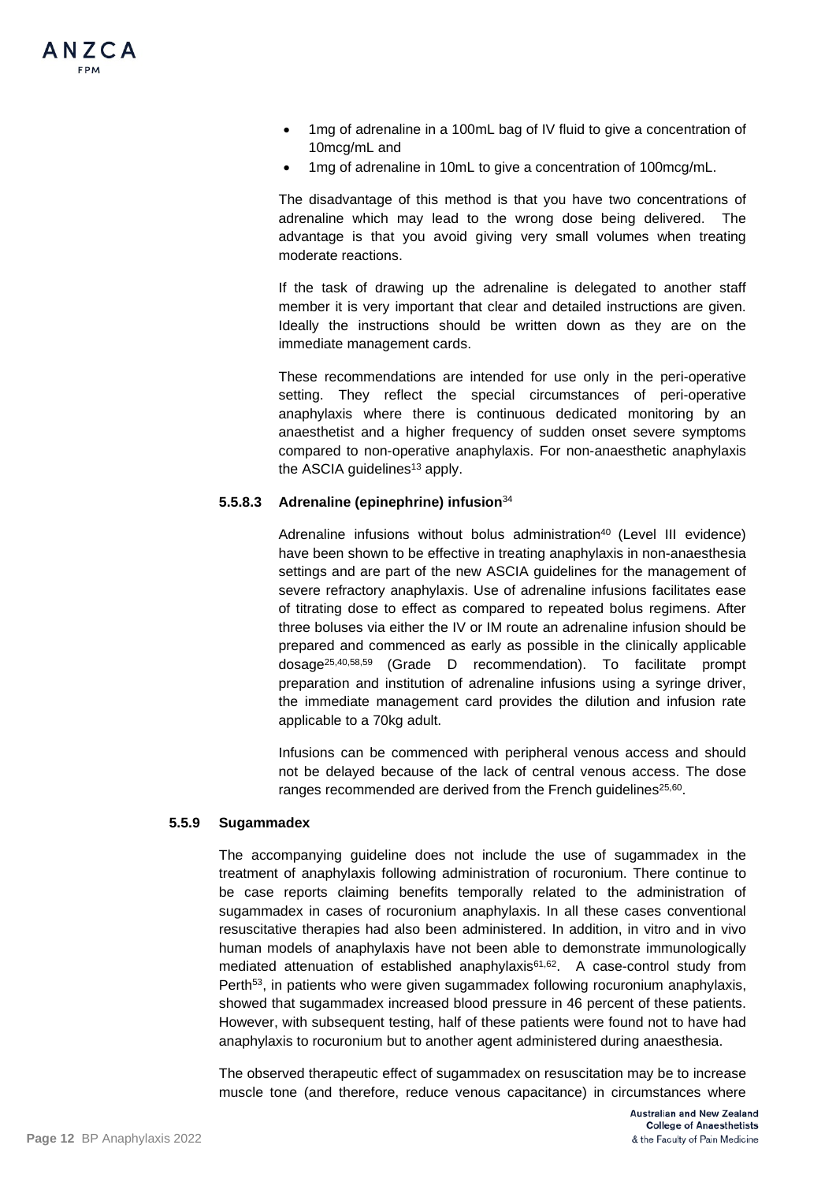- 1mg of adrenaline in a 100mL bag of IV fluid to give a concentration of 10mcg/mL and
- 1mg of adrenaline in 10mL to give a concentration of 100mcg/mL.

The disadvantage of this method is that you have two concentrations of adrenaline which may lead to the wrong dose being delivered. The advantage is that you avoid giving very small volumes when treating moderate reactions.

If the task of drawing up the adrenaline is delegated to another staff member it is very important that clear and detailed instructions are given. Ideally the instructions should be written down as they are on the immediate management cards.

These recommendations are intended for use only in the peri-operative setting. They reflect the special circumstances of peri-operative anaphylaxis where there is continuous dedicated monitoring by an anaesthetist and a higher frequency of sudden onset severe symptoms compared to non-operative anaphylaxis. For non-anaesthetic anaphylaxis the ASCIA guidelines[13] apply.

#### 5.5.8.3 Adrenaline (epinephrine) infusion[34]

Adrenaline infusions without bolus administration[40] (Level III evidence) have been shown to be effective in treating anaphylaxis in non-anaesthesia settings and are part of the new ASCIA guidelines for the management of severe refractory anaphylaxis. Use of adrenaline infusions facilitates ease of titrating dose to effect as compared to repeated bolus regimens. After three boluses via either the IV or IM route an adrenaline infusion should be prepared and commenced as early as possible in the clinically applicable dosage[25,40,58,59] (Grade D recommendation). To facilitate prompt preparation and institution of adrenaline infusions using a syringe driver, the immediate management card provides the dilution and infusion rate applicable to a 70kg adult.

Infusions can be commenced with peripheral venous access and should not be delayed because of the lack of central venous access. The dose ranges recommended are derived from the French guidelines[25,60].

### 5.5.9 Sugammadex

The accompanying guideline does not include the use of sugammadex in the treatment of anaphylaxis following administration of rocuronium. There continue to be case reports claiming benefits temporally related to the administration of sugammadex in cases of rocuronium anaphylaxis. In all these cases conventional resuscitative therapies had also been administered. In addition, in vitro and in vivo human models of anaphylaxis have not been able to demonstrate immunologically mediated attenuation of established anaphylaxis[61,62]. A case-control study from Perth[53], in patients who were given sugammadex following rocuronium anaphylaxis, showed that sugammadex increased blood pressure in 46 percent of these patients. However, with subsequent testing, half of these patients were found not to have had anaphylaxis to rocuronium but to another agent administered during anaesthesia.

The observed therapeutic effect of sugammadex on resuscitation may be to increase muscle tone (and therefore, reduce venous capacitance) in circumstances where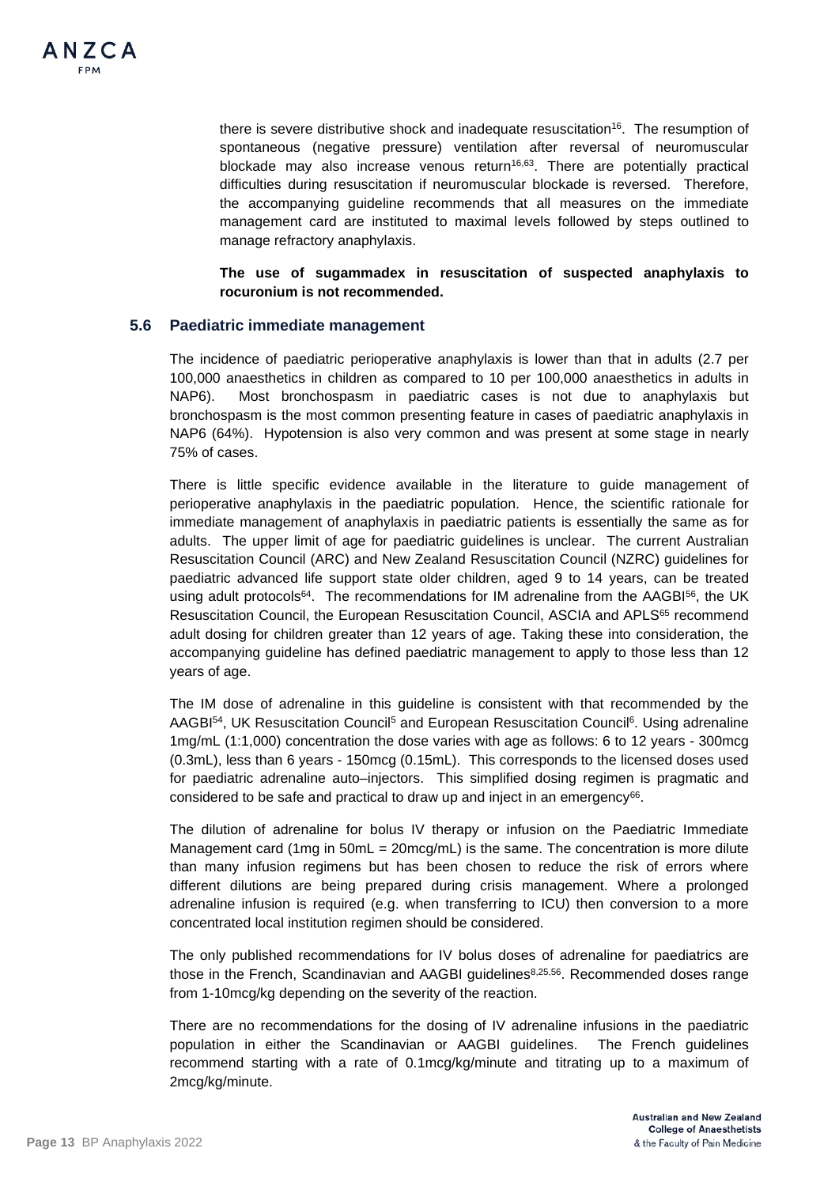there is severe distributive shock and inadequate resuscitation[16]. The resumption of spontaneous (negative pressure) ventilation after reversal of neuromuscular blockade may also increase venous return[16,63]. There are potentially practical difficulties during resuscitation if neuromuscular blockade is reversed. Therefore, the accompanying guideline recommends that all measures on the immediate management card are instituted to maximal levels followed by steps outlined to manage refractory anaphylaxis.

**The use of sugammadex in resuscitation of suspected anaphylaxis to rocuronium is not recommended.**

### 5.6 Paediatric immediate management

The incidence of paediatric perioperative anaphylaxis is lower than that in adults (2.7 per 100,000 anaesthetics in children as compared to 10 per 100,000 anaesthetics in adults in NAP6). Most bronchospasm in paediatric cases is not due to anaphylaxis but bronchospasm is the most common presenting feature in cases of paediatric anaphylaxis in NAP6 (64%). Hypotension is also very common and was present at some stage in nearly 75% of cases.

There is little specific evidence available in the literature to guide management of perioperative anaphylaxis in the paediatric population. Hence, the scientific rationale for immediate management of anaphylaxis in paediatric patients is essentially the same as for adults. The upper limit of age for paediatric guidelines is unclear. The current Australian Resuscitation Council (ARC) and New Zealand Resuscitation Council (NZRC) guidelines for paediatric advanced life support state older children, aged 9 to 14 years, can be treated using adult protocols[64]. The recommendations for IM adrenaline from the AAGBI[56], the UK Resuscitation Council, the European Resuscitation Council, ASCIA and APLS[65] recommend adult dosing for children greater than 12 years of age. Taking these into consideration, the accompanying guideline has defined paediatric management to apply to those less than 12 years of age.

The IM dose of adrenaline in this guideline is consistent with that recommended by the AAGBI[54], UK Resuscitation Council[5] and European Resuscitation Council[6]. Using adrenaline 1mg/mL (1:1,000) concentration the dose varies with age as follows: 6 to 12 years - 300mcg (0.3mL), less than 6 years - 150mcg (0.15mL). This corresponds to the licensed doses used for paediatric adrenaline auto–injectors. This simplified dosing regimen is pragmatic and considered to be safe and practical to draw up and inject in an emergency[66].

The dilution of adrenaline for bolus IV therapy or infusion on the Paediatric Immediate Management card (1mg in 50mL = 20mcg/mL) is the same. The concentration is more dilute than many infusion regimens but has been chosen to reduce the risk of errors where different dilutions are being prepared during crisis management. Where a prolonged adrenaline infusion is required (e.g. when transferring to ICU) then conversion to a more concentrated local institution regimen should be considered.

The only published recommendations for IV bolus doses of adrenaline for paediatrics are those in the French, Scandinavian and AAGBI guidelines[8,25,56]. Recommended doses range from 1-10mcg/kg depending on the severity of the reaction.

There are no recommendations for the dosing of IV adrenaline infusions in the paediatric population in either the Scandinavian or AAGBI guidelines. The French guidelines recommend starting with a rate of 0.1mcg/kg/minute and titrating up to a maximum of 2mcg/kg/minute.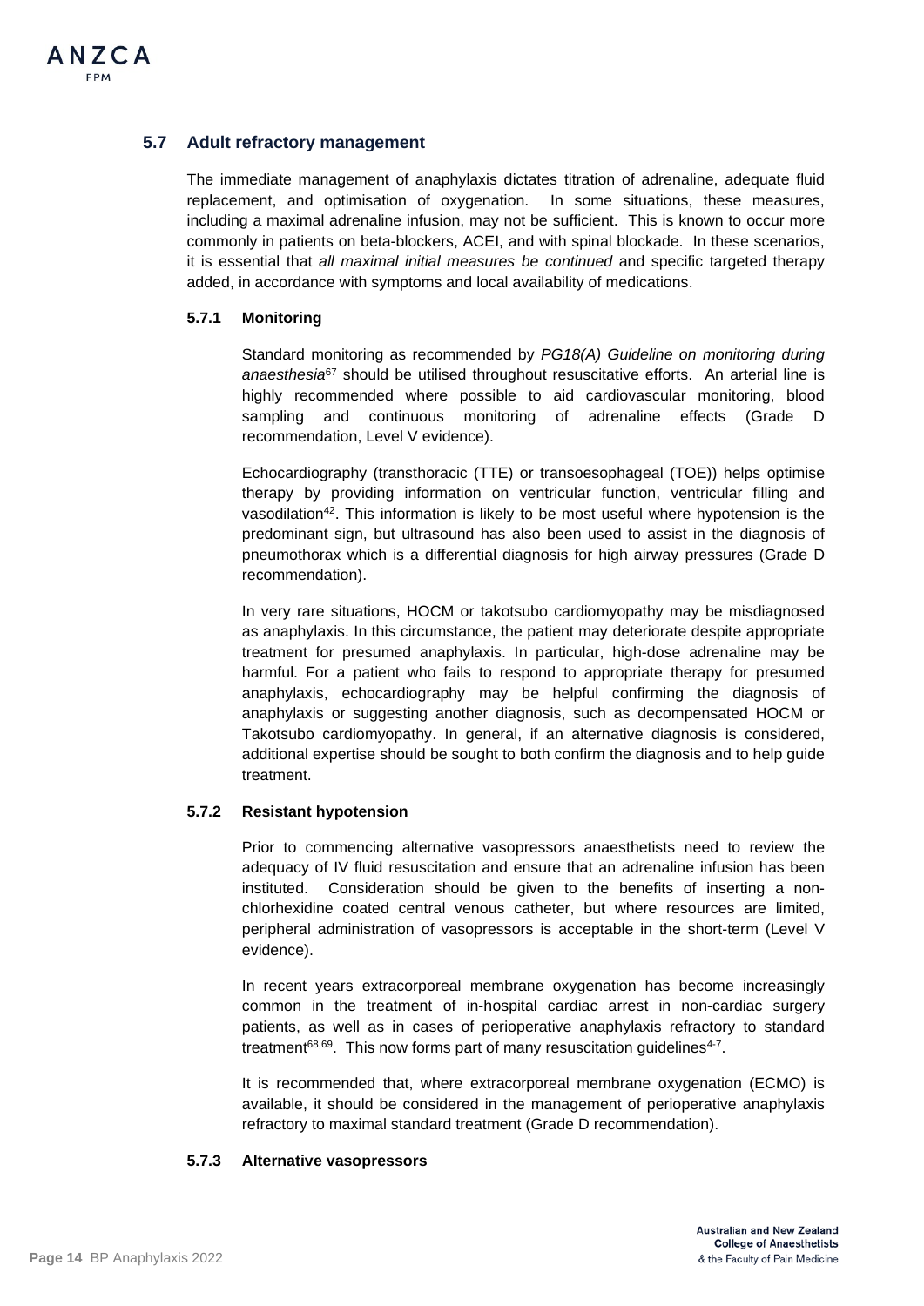## 5.7 Adult refractory management

The immediate management of anaphylaxis dictates titration of adrenaline, adequate fluid replacement, and optimisation of oxygenation. In some situations, these measures, including a maximal adrenaline infusion, may not be sufficient. This is known to occur more commonly in patients on beta-blockers, ACEI, and with spinal blockade. In these scenarios, it is essential that *all maximal initial measures be continued* and specific targeted therapy added, in accordance with symptoms and local availability of medications.

### 5.7.1 Monitoring

Standard monitoring as recommended by *PG18(A) Guideline on monitoring during anaesthesia*[67] should be utilised throughout resuscitative efforts. An arterial line is highly recommended where possible to aid cardiovascular monitoring, blood sampling and continuous monitoring of adrenaline effects (Grade D recommendation, Level V evidence).

Echocardiography (transthoracic (TTE) or transoesophageal (TOE)) helps optimise therapy by providing information on ventricular function, ventricular filling and vasodilation[42]. This information is likely to be most useful where hypotension is the predominant sign, but ultrasound has also been used to assist in the diagnosis of pneumothorax which is a differential diagnosis for high airway pressures (Grade D recommendation).

In very rare situations, HOCM or takotsubo cardiomyopathy may be misdiagnosed as anaphylaxis. In this circumstance, the patient may deteriorate despite appropriate treatment for presumed anaphylaxis. In particular, high-dose adrenaline may be harmful. For a patient who fails to respond to appropriate therapy for presumed anaphylaxis, echocardiography may be helpful confirming the diagnosis of anaphylaxis or suggesting another diagnosis, such as decompensated HOCM or Takotsubo cardiomyopathy. In general, if an alternative diagnosis is considered, additional expertise should be sought to both confirm the diagnosis and to help guide treatment.

### 5.7.2 Resistant hypotension

Prior to commencing alternative vasopressors anaesthetists need to review the adequacy of IV fluid resuscitation and ensure that an adrenaline infusion has been instituted. Consideration should be given to the benefits of inserting a non-chlorhexidine coated central venous catheter, but where resources are limited, peripheral administration of vasopressors is acceptable in the short-term (Level V evidence).

In recent years extracorporeal membrane oxygenation has become increasingly common in the treatment of in-hospital cardiac arrest in non-cardiac surgery patients, as well as in cases of perioperative anaphylaxis refractory to standard treatment[68,69]. This now forms part of many resuscitation guidelines[4-7].

It is recommended that, where extracorporeal membrane oxygenation (ECMO) is available, it should be considered in the management of perioperative anaphylaxis refractory to maximal standard treatment (Grade D recommendation).

### 5.7.3 Alternative vasopressors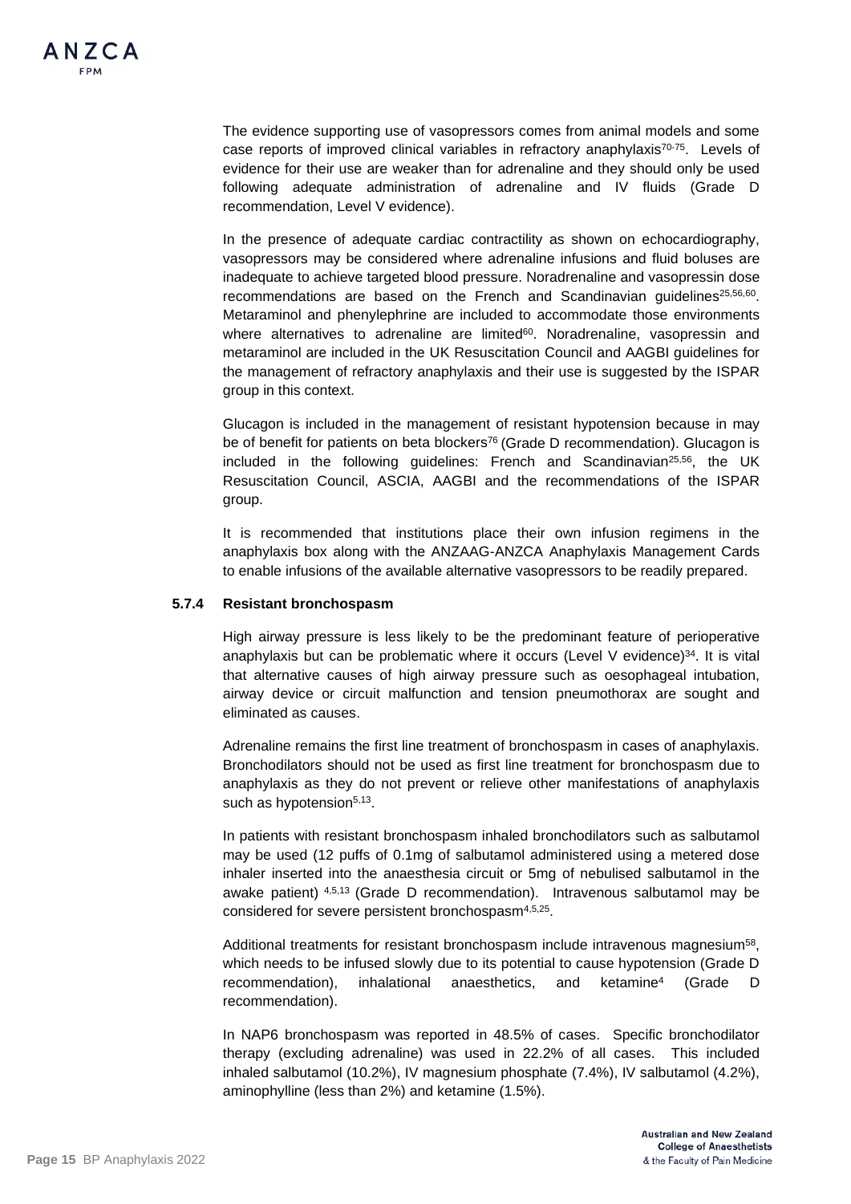The evidence supporting use of vasopressors comes from animal models and some case reports of improved clinical variables in refractory anaphylaxis[70-75]. Levels of evidence for their use are weaker than for adrenaline and they should only be used following adequate administration of adrenaline and IV fluids (Grade D recommendation, Level V evidence).

In the presence of adequate cardiac contractility as shown on echocardiography, vasopressors may be considered where adrenaline infusions and fluid boluses are inadequate to achieve targeted blood pressure. Noradrenaline and vasopressin dose recommendations are based on the French and Scandinavian guidelines[25,56,60]. Metaraminol and phenylephrine are included to accommodate those environments where alternatives to adrenaline are limited[60]. Noradrenaline, vasopressin and metaraminol are included in the UK Resuscitation Council and AAGBI guidelines for the management of refractory anaphylaxis and their use is suggested by the ISPAR group in this context.

Glucagon is included in the management of resistant hypotension because in may be of benefit for patients on beta blockers[76] (Grade D recommendation). Glucagon is included in the following guidelines: French and Scandinavian[25,56], the UK Resuscitation Council, ASCIA, AAGBI and the recommendations of the ISPAR group.

It is recommended that institutions place their own infusion regimens in the anaphylaxis box along with the ANZAAG-ANZCA Anaphylaxis Management Cards to enable infusions of the available alternative vasopressors to be readily prepared.

#### 5.7.4 Resistant bronchospasm

High airway pressure is less likely to be the predominant feature of perioperative anaphylaxis but can be problematic where it occurs (Level V evidence)[34]. It is vital that alternative causes of high airway pressure such as oesophageal intubation, airway device or circuit malfunction and tension pneumothorax are sought and eliminated as causes.

Adrenaline remains the first line treatment of bronchospasm in cases of anaphylaxis. Bronchodilators should not be used as first line treatment for bronchospasm due to anaphylaxis as they do not prevent or relieve other manifestations of anaphylaxis such as hypotension[5,13].

In patients with resistant bronchospasm inhaled bronchodilators such as salbutamol may be used (12 puffs of 0.1mg of salbutamol administered using a metered dose inhaler inserted into the anaesthesia circuit or 5mg of nebulised salbutamol in the awake patient) [4,5,13] (Grade D recommendation). Intravenous salbutamol may be considered for severe persistent bronchospasm[4,5,25].

Additional treatments for resistant bronchospasm include intravenous magnesium[58], which needs to be infused slowly due to its potential to cause hypotension (Grade D recommendation), inhalational anaesthetics, and ketamine[4] (Grade D recommendation).

In NAP6 bronchospasm was reported in 48.5% of cases. Specific bronchodilator therapy (excluding adrenaline) was used in 22.2% of all cases. This included inhaled salbutamol (10.2%), IV magnesium phosphate (7.4%), IV salbutamol (4.2%), aminophylline (less than 2%) and ketamine (1.5%).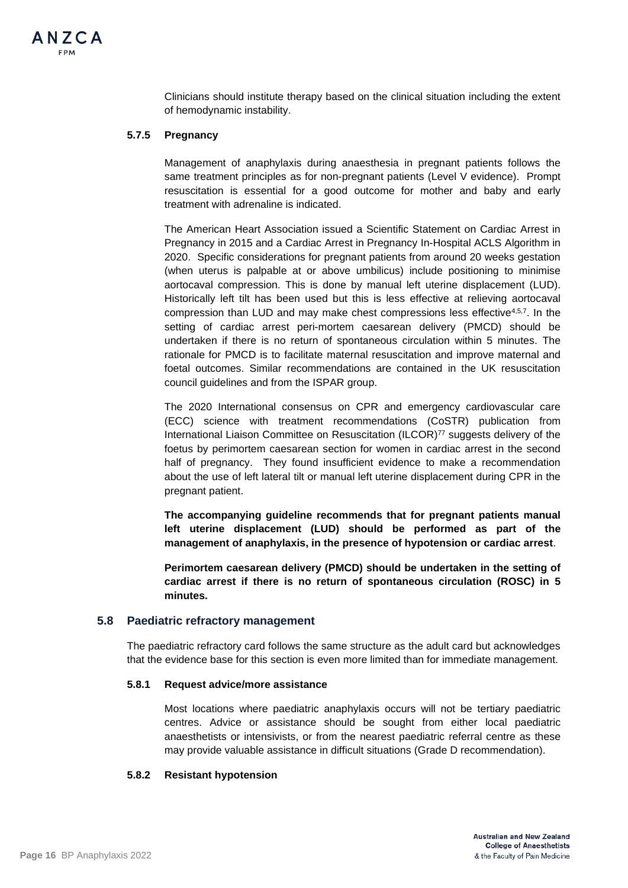Clinicians should institute therapy based on the clinical situation including the extent of hemodynamic instability.

#### 5.7.5 Pregnancy

Management of anaphylaxis during anaesthesia in pregnant patients follows the same treatment principles as for non-pregnant patients (Level V evidence). Prompt resuscitation is essential for a good outcome for mother and baby and early treatment with adrenaline is indicated.

The American Heart Association issued a Scientific Statement on Cardiac Arrest in Pregnancy in 2015 and a Cardiac Arrest in Pregnancy In-Hospital ACLS Algorithm in 2020. Specific considerations for pregnant patients from around 20 weeks gestation (when uterus is palpable at or above umbilicus) include positioning to minimise aortocaval compression. This is done by manual left uterine displacement (LUD). Historically left tilt has been used but this is less effective at relieving aortocaval compression than LUD and may make chest compressions less effective[4,5,7]. In the setting of cardiac arrest peri-mortem caesarean delivery (PMCD) should be undertaken if there is no return of spontaneous circulation within 5 minutes. The rationale for PMCD is to facilitate maternal resuscitation and improve maternal and foetal outcomes. Similar recommendations are contained in the UK resuscitation council guidelines and from the ISPAR group.

The 2020 International consensus on CPR and emergency cardiovascular care (ECC) science with treatment recommendations (CoSTR) publication from International Liaison Committee on Resuscitation (ILCOR)[77] suggests delivery of the foetus by perimortem caesarean section for women in cardiac arrest in the second half of pregnancy. They found insufficient evidence to make a recommendation about the use of left lateral tilt or manual left uterine displacement during CPR in the pregnant patient.

**The accompanying guideline recommends that for pregnant patients manual left uterine displacement (LUD) should be performed as part of the management of anaphylaxis, in the presence of hypotension or cardiac arrest**.

**Perimortem caesarean delivery (PMCD) should be undertaken in the setting of cardiac arrest if there is no return of spontaneous circulation (ROSC) in 5 minutes.**

### 5.8 Paediatric refractory management

The paediatric refractory card follows the same structure as the adult card but acknowledges that the evidence base for this section is even more limited than for immediate management.

#### 5.8.1 Request advice/more assistance

Most locations where paediatric anaphylaxis occurs will not be tertiary paediatric centres. Advice or assistance should be sought from either local paediatric anaesthetists or intensivists, or from the nearest paediatric referral centre as these may provide valuable assistance in difficult situations (Grade D recommendation).

#### 5.8.2 Resistant hypotension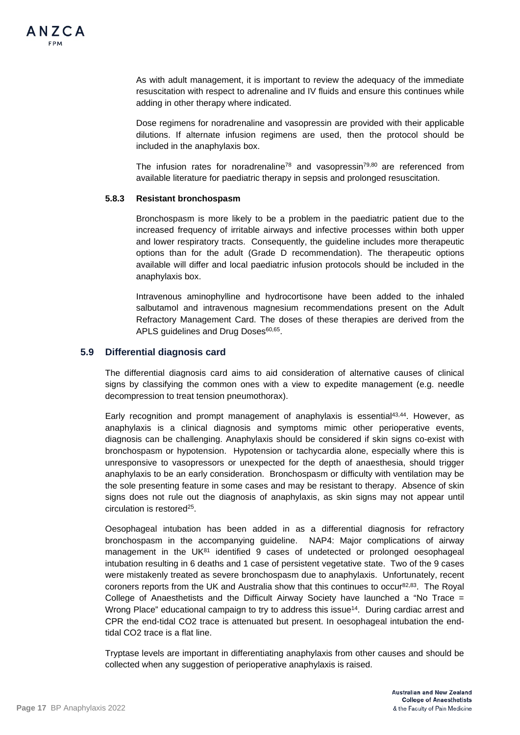As with adult management, it is important to review the adequacy of the immediate resuscitation with respect to adrenaline and IV fluids and ensure this continues while adding in other therapy where indicated.

Dose regimens for noradrenaline and vasopressin are provided with their applicable dilutions. If alternate infusion regimens are used, then the protocol should be included in the anaphylaxis box.

The infusion rates for noradrenaline[78] and vasopressin[79,80] are referenced from available literature for paediatric therapy in sepsis and prolonged resuscitation.

#### 5.8.3 Resistant bronchospasm

Bronchospasm is more likely to be a problem in the paediatric patient due to the increased frequency of irritable airways and infective processes within both upper and lower respiratory tracts. Consequently, the guideline includes more therapeutic options than for the adult (Grade D recommendation). The therapeutic options available will differ and local paediatric infusion protocols should be included in the anaphylaxis box.

Intravenous aminophylline and hydrocortisone have been added to the inhaled salbutamol and intravenous magnesium recommendations present on the Adult Refractory Management Card. The doses of these therapies are derived from the APLS guidelines and Drug Doses[60,65].

### 5.9 Differential diagnosis card

The differential diagnosis card aims to aid consideration of alternative causes of clinical signs by classifying the common ones with a view to expedite management (e.g. needle decompression to treat tension pneumothorax).

Early recognition and prompt management of anaphylaxis is essential[43,44]. However, as anaphylaxis is a clinical diagnosis and symptoms mimic other perioperative events, diagnosis can be challenging. Anaphylaxis should be considered if skin signs co-exist with bronchospasm or hypotension. Hypotension or tachycardia alone, especially where this is unresponsive to vasopressors or unexpected for the depth of anaesthesia, should trigger anaphylaxis to be an early consideration. Bronchospasm or difficulty with ventilation may be the sole presenting feature in some cases and may be resistant to therapy. Absence of skin signs does not rule out the diagnosis of anaphylaxis, as skin signs may not appear until circulation is restored[25].

Oesophageal intubation has been added in as a differential diagnosis for refractory bronchospasm in the accompanying guideline. NAP4: Major complications of airway management in the UK[81] identified 9 cases of undetected or prolonged oesophageal intubation resulting in 6 deaths and 1 case of persistent vegetative state. Two of the 9 cases were mistakenly treated as severe bronchospasm due to anaphylaxis. Unfortunately, recent coroners reports from the UK and Australia show that this continues to occur[82,83]. The Royal College of Anaesthetists and the Difficult Airway Society have launched a "No Trace = Wrong Place" educational campaign to try to address this issue[14]. During cardiac arrest and CPR the end-tidal $CO_2$ trace is attenuated but present. In oesophageal intubation the end-tidal $CO_2$ trace is a flat line.

Tryptase levels are important in differentiating anaphylaxis from other causes and should be collected when any suggestion of perioperative anaphylaxis is raised.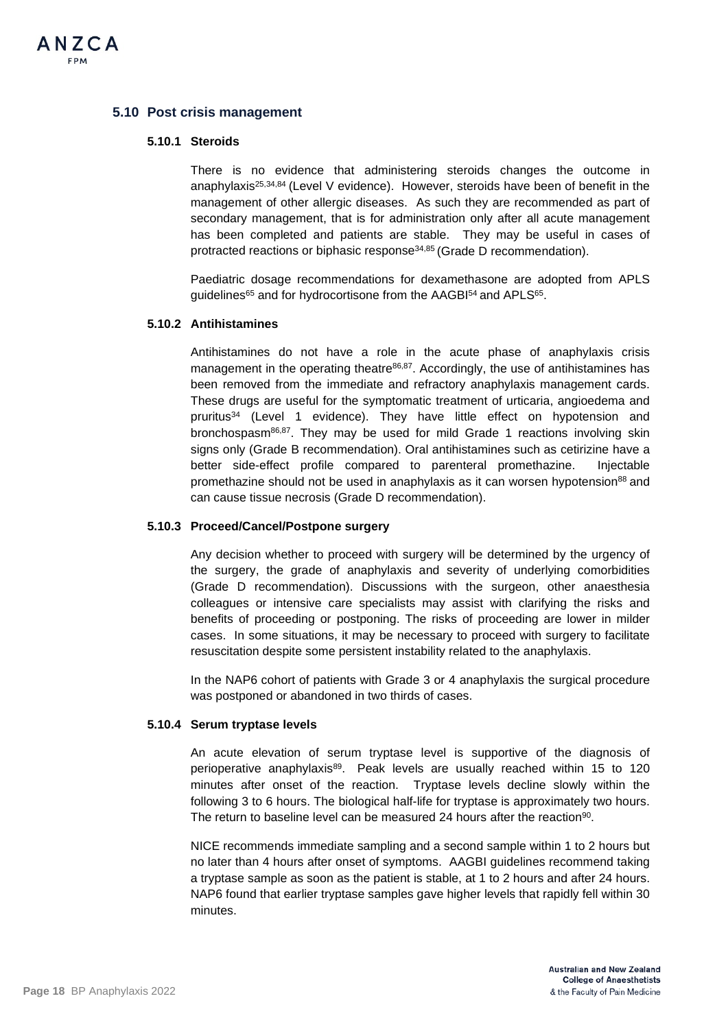## 5.10 Post crisis management

### 5.10.1 Steroids

There is no evidence that administering steroids changes the outcome in anaphylaxis[25,34,84] (Level V evidence). However, steroids have been of benefit in the management of other allergic diseases. As such they are recommended as part of secondary management, that is for administration only after all acute management has been completed and patients are stable. They may be useful in cases of protracted reactions or biphasic response[34,85] (Grade D recommendation).

Paediatric dosage recommendations for dexamethasone are adopted from APLS guidelines[65] and for hydrocortisone from the AAGBI[54] and APLS[65].

### 5.10.2 Antihistamines

Antihistamines do not have a role in the acute phase of anaphylaxis crisis management in the operating theatre[86,87]. Accordingly, the use of antihistamines has been removed from the immediate and refractory anaphylaxis management cards. These drugs are useful for the symptomatic treatment of urticaria, angioedema and pruritus[34] (Level 1 evidence). They have little effect on hypotension and bronchospasm[86,87]. They may be used for mild Grade 1 reactions involving skin signs only (Grade B recommendation). Oral antihistamines such as cetirizine have a better side-effect profile compared to parenteral promethazine. Injectable promethazine should not be used in anaphylaxis as it can worsen hypotension[88] and can cause tissue necrosis (Grade D recommendation).

### 5.10.3 Proceed/Cancel/Postpone surgery

Any decision whether to proceed with surgery will be determined by the urgency of the surgery, the grade of anaphylaxis and severity of underlying comorbidities (Grade D recommendation). Discussions with the surgeon, other anaesthesia colleagues or intensive care specialists may assist with clarifying the risks and benefits of proceeding or postponing. The risks of proceeding are lower in milder cases. In some situations, it may be necessary to proceed with surgery to facilitate resuscitation despite some persistent instability related to the anaphylaxis.

In the NAP6 cohort of patients with Grade 3 or 4 anaphylaxis the surgical procedure was postponed or abandoned in two thirds of cases.

### 5.10.4 Serum tryptase levels

An acute elevation of serum tryptase level is supportive of the diagnosis of perioperative anaphylaxis[89]. Peak levels are usually reached within 15 to 120 minutes after onset of the reaction. Tryptase levels decline slowly within the following 3 to 6 hours. The biological half-life for tryptase is approximately two hours. The return to baseline level can be measured 24 hours after the reaction[90].

NICE recommends immediate sampling and a second sample within 1 to 2 hours but no later than 4 hours after onset of symptoms. AAGBI guidelines recommend taking a tryptase sample as soon as the patient is stable, at 1 to 2 hours and after 24 hours. NAP6 found that earlier tryptase samples gave higher levels that rapidly fell within 30 minutes.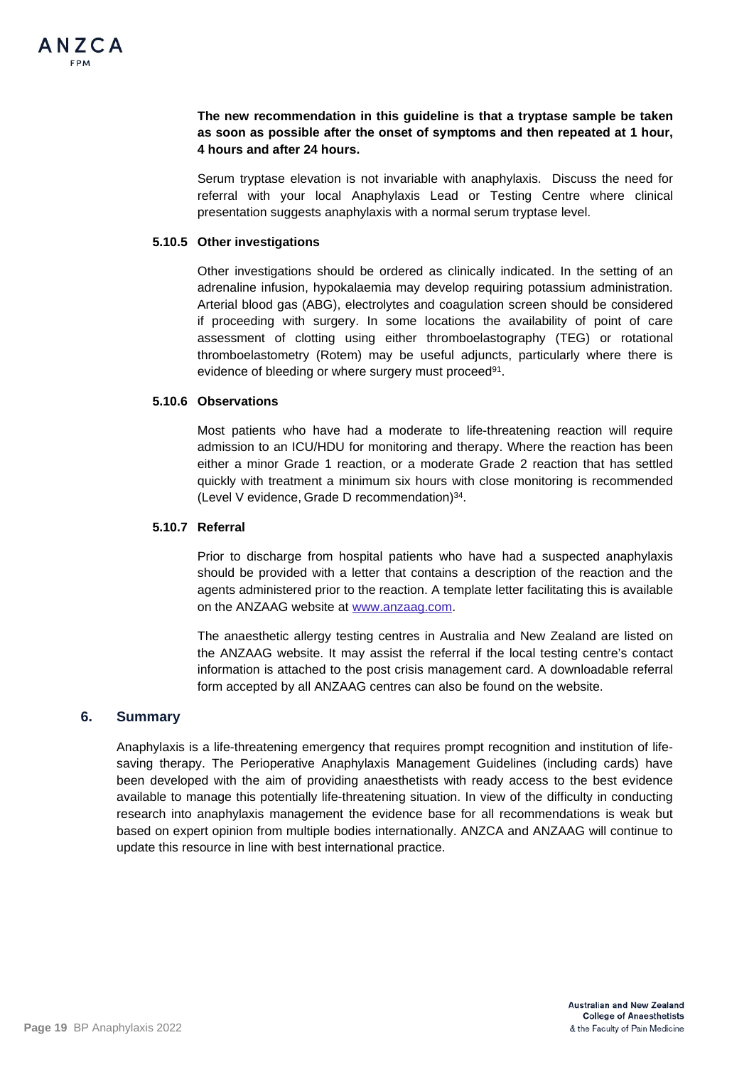**The new recommendation in this guideline is that a tryptase sample be taken as soon as possible after the onset of symptoms and then repeated at 1 hour, 4 hours and after 24 hours.**

Serum tryptase elevation is not invariable with anaphylaxis. Discuss the need for referral with your local Anaphylaxis Lead or Testing Centre where clinical presentation suggests anaphylaxis with a normal serum tryptase level.

#### 5.10.5 Other investigations

Other investigations should be ordered as clinically indicated. In the setting of an adrenaline infusion, hypokalaemia may develop requiring potassium administration. Arterial blood gas (ABG), electrolytes and coagulation screen should be considered if proceeding with surgery. In some locations the availability of point of care assessment of clotting using either thromboelastography (TEG) or rotational thromboelastometry (Rotem) may be useful adjuncts, particularly where there is evidence of bleeding or where surgery must proceed[91].

#### 5.10.6 Observations

Most patients who have had a moderate to life-threatening reaction will require admission to an ICU/HDU for monitoring and therapy. Where the reaction has been either a minor Grade 1 reaction, or a moderate Grade 2 reaction that has settled quickly with treatment a minimum six hours with close monitoring is recommended (Level V evidence, Grade D recommendation)[34].

#### 5.10.7 Referral

Prior to discharge from hospital patients who have had a suspected anaphylaxis should be provided with a letter that contains a description of the reaction and the agents administered prior to the reaction. A template letter facilitating this is available on the ANZAAG website at [www.anzaag.com](http://www.anzaag.com).

The anaesthetic allergy testing centres in Australia and New Zealand are listed on the ANZAAG website. It may assist the referral if the local testing centre's contact information is attached to the post crisis management card. A downloadable referral form accepted by all ANZAAG centres can also be found on the website.

## 6. Summary

Anaphylaxis is a life-threatening emergency that requires prompt recognition and institution of life-saving therapy. The Perioperative Anaphylaxis Management Guidelines (including cards) have been developed with the aim of providing anaesthetists with ready access to the best evidence available to manage this potentially life-threatening situation. In view of the difficulty in conducting research into anaphylaxis management the evidence base for all recommendations is weak but based on expert opinion from multiple bodies internationally. ANZCA and ANZAAG will continue to update this resource in line with best international practice.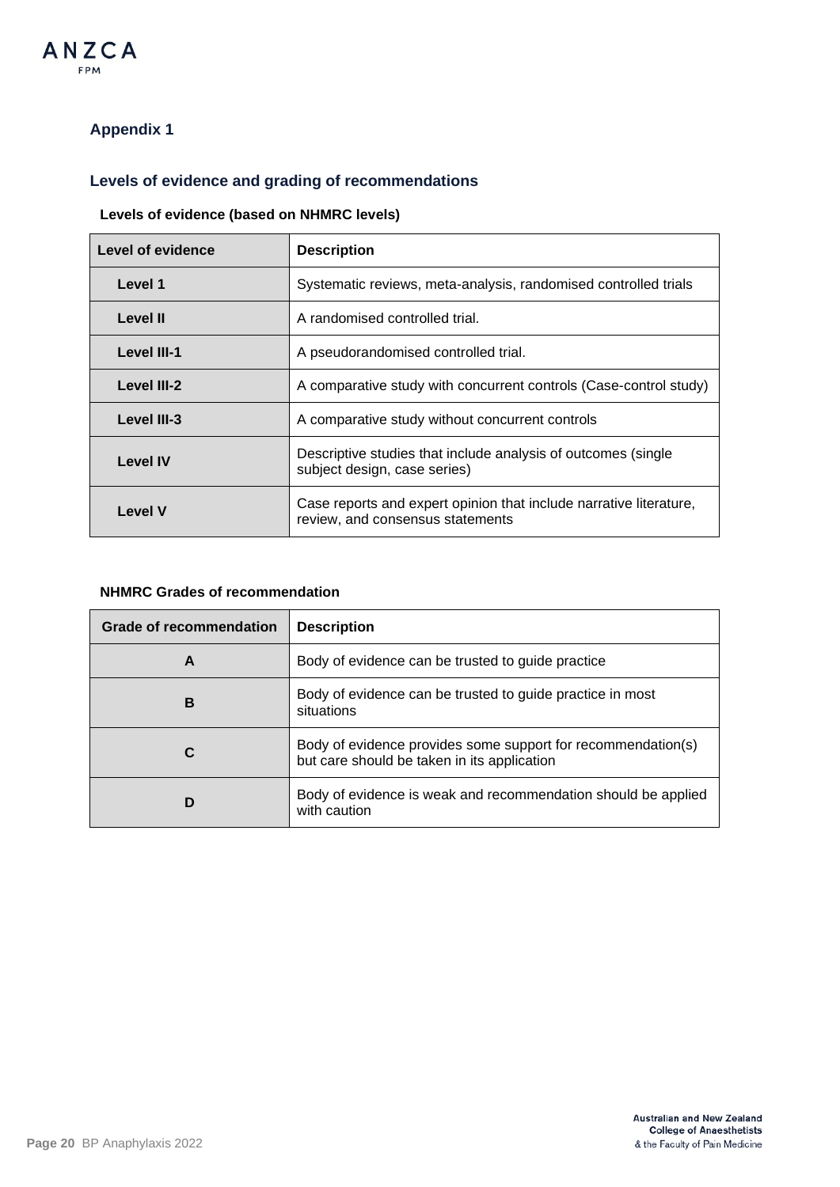## Appendix 1

### Levels of evidence and grading of recommendations

**Levels of evidence (based on NHMRC levels)**

| Level of evidence | Description |
|---|---|
| **Level 1** | Systematic reviews, meta-analysis, randomised controlled trials |
| **Level II** | A randomised controlled trial. |
| **Level III-1** | A pseudorandomised controlled trial. |
| **Level III-2** | A comparative study with concurrent controls (Case-control study) |
| **Level III-3** | A comparative study without concurrent controls |
| **Level IV** | Descriptive studies that include analysis of outcomes (single subject design, case series) |
| **Level V** | Case reports and expert opinion that include narrative literature, review, and consensus statements |

**NHMRC Grades of recommendation**

| Grade of recommendation | Description |
|---|---|
| **A** | Body of evidence can be trusted to guide practice |
| **B** | Body of evidence can be trusted to guide practice in most situations |
| **C** | Body of evidence provides some support for recommendation(s) but care should be taken in its application |
| **D** | Body of evidence is weak and recommendation should be applied with caution |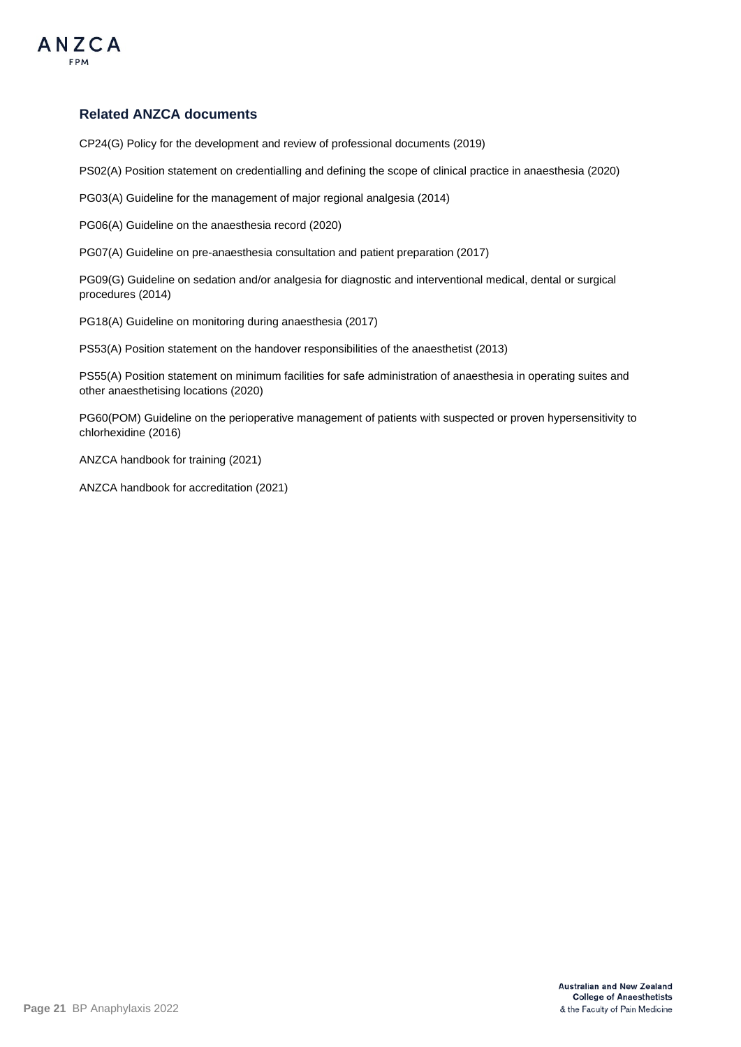## Related ANZCA documents

CP24(G) Policy for the development and review of professional documents (2019)

PS02(A) Position statement on credentialling and defining the scope of clinical practice in anaesthesia (2020)

PG03(A) Guideline for the management of major regional analgesia (2014)

PG06(A) Guideline on the anaesthesia record (2020)

PG07(A) Guideline on pre-anaesthesia consultation and patient preparation (2017)

PG09(G) Guideline on sedation and/or analgesia for diagnostic and interventional medical, dental or surgical procedures (2014)

PG18(A) Guideline on monitoring during anaesthesia (2017)

PS53(A) Position statement on the handover responsibilities of the anaesthetist (2013)

PS55(A) Position statement on minimum facilities for safe administration of anaesthesia in operating suites and other anaesthetising locations (2020)

PG60(POM) Guideline on the perioperative management of patients with suspected or proven hypersensitivity to chlorhexidine (2016)

ANZCA handbook for training (2021)

ANZCA handbook for accreditation (2021)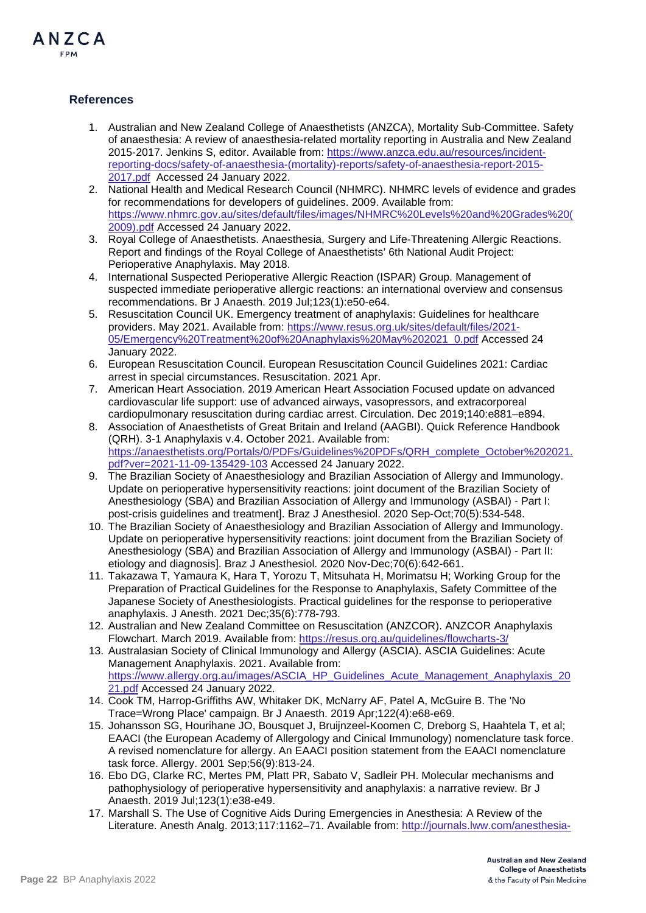## References

1. Australian and New Zealand College of Anaesthetists (ANZCA), Mortality Sub-Committee. Safety of anaesthesia: A review of anaesthesia-related mortality reporting in Australia and New Zealand 2015-2017. Jenkins S, editor. Available from: https://www.anzca.edu.au/resources/incident-reporting-docs/safety-of-anaesthesia-(mortality)-reports/safety-of-anaesthesia-report-2015-2017.pdf Accessed 24 January 2022.
2. National Health and Medical Research Council (NHMRC). NHMRC levels of evidence and grades for recommendations for developers of guidelines. 2009. Available from: https://www.nhmrc.gov.au/sites/default/files/images/NHMRC%20Levels%20and%20Grades%20(2009).pdf Accessed 24 January 2022.
3. Royal College of Anaesthetists. Anaesthesia, Surgery and Life-Threatening Allergic Reactions. Report and findings of the Royal College of Anaesthetists' 6th National Audit Project: Perioperative Anaphylaxis. May 2018.
4. International Suspected Perioperative Allergic Reaction (ISPAR) Group. Management of suspected immediate perioperative allergic reactions: an international overview and consensus recommendations. Br J Anaesth. 2019 Jul;123(1):e50-e64.
5. Resuscitation Council UK. Emergency treatment of anaphylaxis: Guidelines for healthcare providers. May 2021. Available from: https://www.resus.org.uk/sites/default/files/2021-05/Emergency%20Treatment%20of%20Anaphylaxis%20May%202021_0.pdf Accessed 24 January 2022.
6. European Resuscitation Council. European Resuscitation Council Guidelines 2021: Cardiac arrest in special circumstances. Resuscitation. 2021 Apr.
7. American Heart Association. 2019 American Heart Association Focused update on advanced cardiovascular life support: use of advanced airways, vasopressors, and extracorporeal cardiopulmonary resuscitation during cardiac arrest. Circulation. Dec 2019;140:e881–e894.
8. Association of Anaesthetists of Great Britain and Ireland (AAGBI). Quick Reference Handbook (QRH). 3-1 Anaphylaxis v.4. October 2021. Available from: https://anaesthetists.org/Portals/0/PDFs/Guidelines%20PDFs/QRH_complete_October%202021.pdf?ver=2021-11-09-135429-103 Accessed 24 January 2022.
9. The Brazilian Society of Anaesthesiology and Brazilian Association of Allergy and Immunology. Update on perioperative hypersensitivity reactions: joint document of the Brazilian Society of Anesthesiology (SBA) and Brazilian Association of Allergy and Immunology (ASBAI) - Part I: post-crisis guidelines and treatment]. Braz J Anesthesiol. 2020 Sep-Oct;70(5):534-548.
10. The Brazilian Society of Anaesthesiology and Brazilian Association of Allergy and Immunology. Update on perioperative hypersensitivity reactions: joint document from the Brazilian Society of Anesthesiology (SBA) and Brazilian Association of Allergy and Immunology (ASBAI) - Part II: etiology and diagnosis]. Braz J Anesthesiol. 2020 Nov-Dec;70(6):642-661.
11. Takazawa T, Yamaura K, Hara T, Yorozu T, Mitsuhata H, Morimatsu H; Working Group for the Preparation of Practical Guidelines for the Response to Anaphylaxis, Safety Committee of the Japanese Society of Anesthesiologists. Practical guidelines for the response to perioperative anaphylaxis. J Anesth. 2021 Dec;35(6):778-793.
12. Australian and New Zealand Committee on Resuscitation (ANZCOR). ANZCOR Anaphylaxis Flowchart. March 2019. Available from: https://resus.org.au/guidelines/flowcharts-3/
13. Australasian Society of Clinical Immunology and Allergy (ASCIA). ASCIA Guidelines: Acute Management Anaphylaxis. 2021. Available from: https://www.allergy.org.au/images/ASCIA_HP_Guidelines_Acute_Management_Anaphylaxis_2021.pdf Accessed 24 January 2022.
14. Cook TM, Harrop-Griffiths AW, Whitaker DK, McNarry AF, Patel A, McGuire B. The 'No Trace=Wrong Place' campaign. Br J Anaesth. 2019 Apr;122(4):e68-e69.
15. Johansson SG, Hourihane JO, Bousquet J, Bruijnzeel-Koomen C, Dreborg S, Haahtela T, et al; EAACI (the European Academy of Allergology and Cinical Immunology) nomenclature task force. A revised nomenclature for allergy. An EAACI position statement from the EAACI nomenclature task force. Allergy. 2001 Sep;56(9):813-24.
16. Ebo DG, Clarke RC, Mertes PM, Platt PR, Sabato V, Sadleir PH. Molecular mechanisms and pathophysiology of perioperative hypersensitivity and anaphylaxis: a narrative review. Br J Anaesth. 2019 Jul;123(1):e38-e49.
17. Marshall S. The Use of Cognitive Aids During Emergencies in Anesthesia: A Review of the Literature. Anesth Analg. 2013;117:1162–71. Available from: http://journals.lww.com/anesthesia-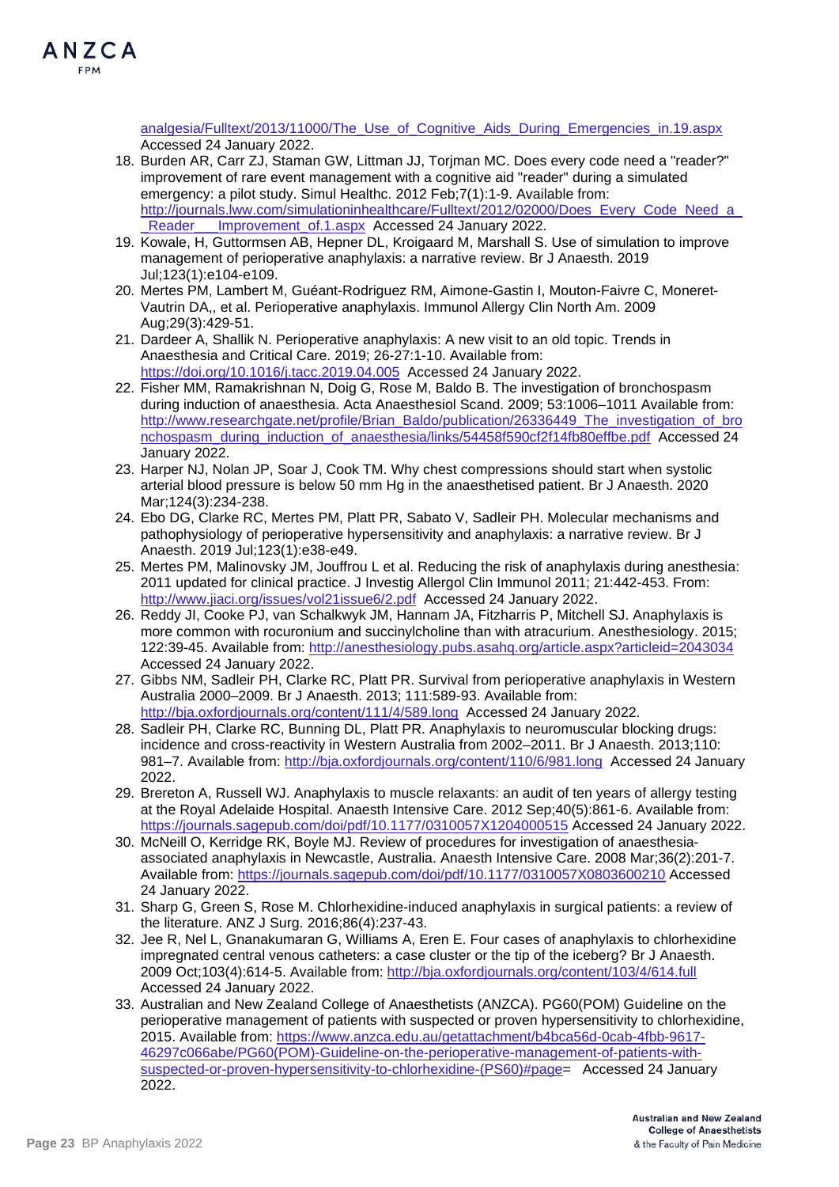analgesia/Fulltext/2013/11000/The_Use_of_Cognitive_Aids_During_Emergencies_in.19.aspx Accessed 24 January 2022.

18. Burden AR, Carr ZJ, Staman GW, Littman JJ, Torjman MC. Does every code need a "reader?" improvement of rare event management with a cognitive aid "reader" during a simulated emergency: a pilot study. Simul Healthc. 2012 Feb;7(1):1-9. Available from: http://journals.lww.com/simulationinhealthcare/Fulltext/2012/02000/Does_Every_Code_Need_a__Reader___Improvement_of.1.aspx Accessed 24 January 2022.
19. Kowale, H, Guttormsen AB, Hepner DL, Kroigaard M, Marshall S. Use of simulation to improve management of perioperative anaphylaxis: a narrative review. Br J Anaesth. 2019 Jul;123(1):e104-e109.
20. Mertes PM, Lambert M, Guéant-Rodriguez RM, Aimone-Gastin I, Mouton-Faivre C, Moneret-Vautrin DA,, et al. Perioperative anaphylaxis. Immunol Allergy Clin North Am. 2009 Aug;29(3):429-51.
21. Dardeer A, Shallik N. Perioperative anaphylaxis: A new visit to an old topic. Trends in Anaesthesia and Critical Care. 2019; 26-27:1-10. Available from: https://doi.org/10.1016/j.tacc.2019.04.005 Accessed 24 January 2022.
22. Fisher MM, Ramakrishnan N, Doig G, Rose M, Baldo B. The investigation of bronchospasm during induction of anaesthesia. Acta Anaesthesiol Scand. 2009; 53:1006–1011 Available from: http://www.researchgate.net/profile/Brian_Baldo/publication/26336449_The_investigation_of_bronchospasm_during_induction_of_anaesthesia/links/54458f590cf2f14fb80effbe.pdf Accessed 24 January 2022.
23. Harper NJ, Nolan JP, Soar J, Cook TM. Why chest compressions should start when systolic arterial blood pressure is below 50 mm Hg in the anaesthetised patient. Br J Anaesth. 2020 Mar;124(3):234-238.
24. Ebo DG, Clarke RC, Mertes PM, Platt PR, Sabato V, Sadleir PH. Molecular mechanisms and pathophysiology of perioperative hypersensitivity and anaphylaxis: a narrative review. Br J Anaesth. 2019 Jul;123(1):e38-e49.
25. Mertes PM, Malinovsky JM, Jouffrou L et al. Reducing the risk of anaphylaxis during anesthesia: 2011 updated for clinical practice. J Investig Allergol Clin Immunol 2011; 21:442-453. From: http://www.jiaci.org/issues/vol21issue6/2.pdf Accessed 24 January 2022.
26. Reddy JI, Cooke PJ, van Schalkwyk JM, Hannam JA, Fitzharris P, Mitchell SJ. Anaphylaxis is more common with rocuronium and succinylcholine than with atracurium. Anesthesiology. 2015; 122:39-45. Available from: http://anesthesiology.pubs.asahq.org/article.aspx?articleid=2043034 Accessed 24 January 2022.
27. Gibbs NM, Sadleir PH, Clarke RC, Platt PR. Survival from perioperative anaphylaxis in Western Australia 2000–2009. Br J Anaesth. 2013; 111:589-93. Available from: http://bja.oxfordjournals.org/content/111/4/589.long Accessed 24 January 2022.
28. Sadleir PH, Clarke RC, Bunning DL, Platt PR. Anaphylaxis to neuromuscular blocking drugs: incidence and cross-reactivity in Western Australia from 2002–2011. Br J Anaesth. 2013;110: 981–7. Available from: http://bja.oxfordjournals.org/content/110/6/981.long Accessed 24 January 2022.
29. Brereton A, Russell WJ. Anaphylaxis to muscle relaxants: an audit of ten years of allergy testing at the Royal Adelaide Hospital. Anaesth Intensive Care. 2012 Sep;40(5):861-6. Available from: https://journals.sagepub.com/doi/pdf/10.1177/0310057X1204000515 Accessed 24 January 2022.
30. McNeill O, Kerridge RK, Boyle MJ. Review of procedures for investigation of anaesthesia-associated anaphylaxis in Newcastle, Australia. Anaesth Intensive Care. 2008 Mar;36(2):201-7. Available from: https://journals.sagepub.com/doi/pdf/10.1177/0310057X0803600210 Accessed 24 January 2022.
31. Sharp G, Green S, Rose M. Chlorhexidine-induced anaphylaxis in surgical patients: a review of the literature. ANZ J Surg. 2016;86(4):237-43.
32. Jee R, Nel L, Gnanakumaran G, Williams A, Eren E. Four cases of anaphylaxis to chlorhexidine impregnated central venous catheters: a case cluster or the tip of the iceberg? Br J Anaesth. 2009 Oct;103(4):614-5. Available from: http://bja.oxfordjournals.org/content/103/4/614.full Accessed 24 January 2022.
33. Australian and New Zealand College of Anaesthetists (ANZCA). PG60(POM) Guideline on the perioperative management of patients with suspected or proven hypersensitivity to chlorhexidine, 2015. Available from: https://www.anzca.edu.au/getattachment/b4bca56d-0cab-4fbb-9617-46297c066abe/PG60(POM)-Guideline-on-the-perioperative-management-of-patients-with-suspected-or-proven-hypersensitivity-to-chlorhexidine-(PS60)#page= Accessed 24 January 2022.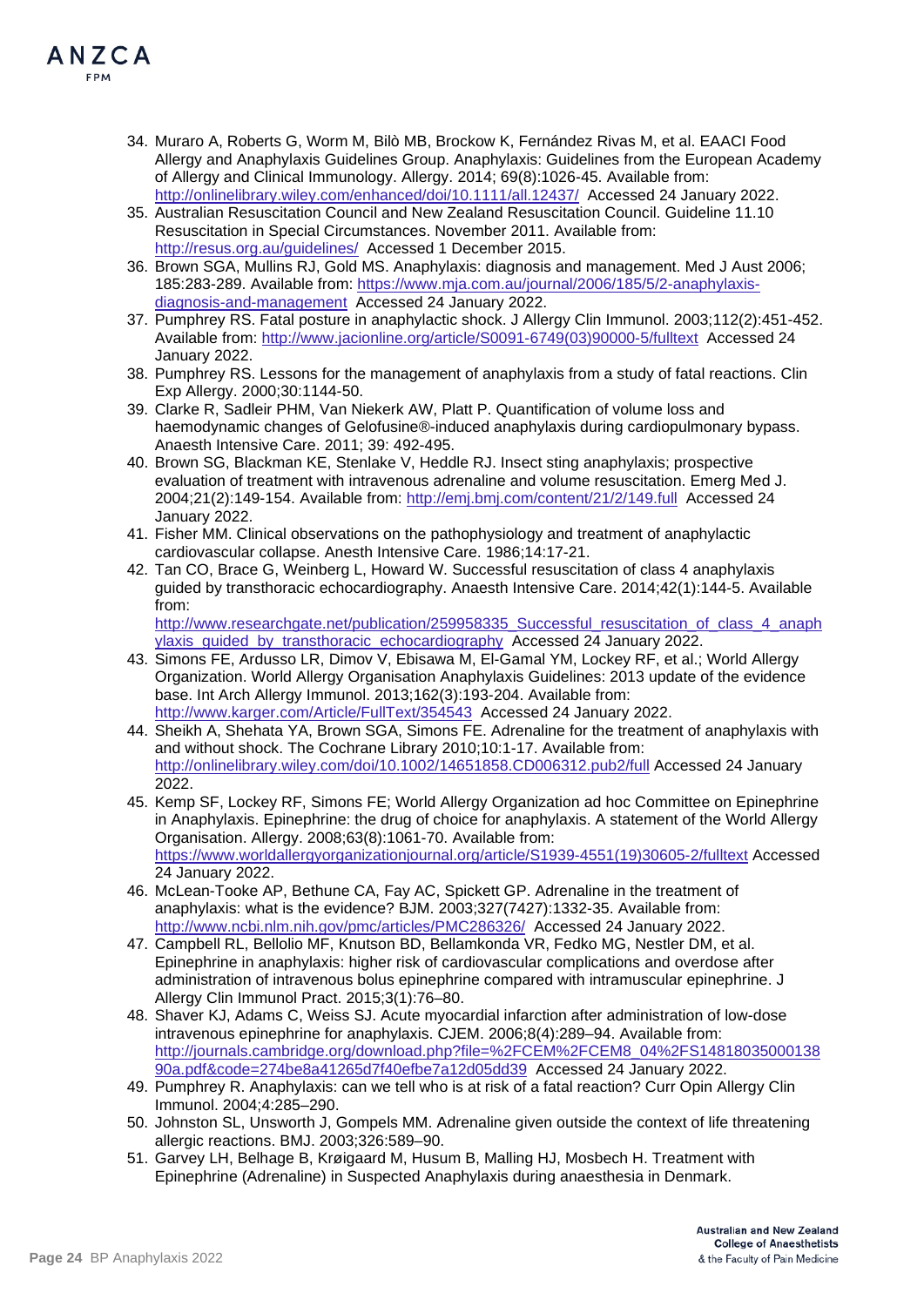34. Muraro A, Roberts G, Worm M, Bilò MB, Brockow K, Fernández Rivas M, et al. EAACI Food Allergy and Anaphylaxis Guidelines Group. Anaphylaxis: Guidelines from the European Academy of Allergy and Clinical Immunology. Allergy. 2014; 69(8):1026-45. Available from: http://onlinelibrary.wiley.com/enhanced/doi/10.1111/all.12437/ Accessed 24 January 2022.
35. Australian Resuscitation Council and New Zealand Resuscitation Council. Guideline 11.10 Resuscitation in Special Circumstances. November 2011. Available from: http://resus.org.au/guidelines/ Accessed 1 December 2015.
36. Brown SGA, Mullins RJ, Gold MS. Anaphylaxis: diagnosis and management. Med J Aust 2006; 185:283-289. Available from: https://www.mja.com.au/journal/2006/185/5/2-anaphylaxis-diagnosis-and-management Accessed 24 January 2022.
37. Pumphrey RS. Fatal posture in anaphylactic shock. J Allergy Clin Immunol. 2003;112(2):451-452. Available from: http://www.jacionline.org/article/S0091-6749(03)90000-5/fulltext Accessed 24 January 2022.
38. Pumphrey RS. Lessons for the management of anaphylaxis from a study of fatal reactions. Clin Exp Allergy. 2000;30:1144-50.
39. Clarke R, Sadleir PHM, Van Niekerk AW, Platt P. Quantification of volume loss and haemodynamic changes of Gelofusine®-induced anaphylaxis during cardiopulmonary bypass. Anaesth Intensive Care. 2011; 39: 492-495.
40. Brown SG, Blackman KE, Stenlake V, Heddle RJ. Insect sting anaphylaxis; prospective evaluation of treatment with intravenous adrenaline and volume resuscitation. Emerg Med J. 2004;21(2):149-154. Available from: http://emj.bmj.com/content/21/2/149.full Accessed 24 January 2022.
41. Fisher MM. Clinical observations on the pathophysiology and treatment of anaphylactic cardiovascular collapse. Anesth Intensive Care. 1986;14:17-21.
42. Tan CO, Brace G, Weinberg L, Howard W. Successful resuscitation of class 4 anaphylaxis guided by transthoracic echocardiography. Anaesth Intensive Care. 2014;42(1):144-5. Available from: http://www.researchgate.net/publication/259958335_Successful_resuscitation_of_class_4_anaphylaxis_guided_by_transthoracic_echocardiography Accessed 24 January 2022.
43. Simons FE, Ardusso LR, Dimov V, Ebisawa M, El-Gamal YM, Lockey RF, et al.; World Allergy Organization. World Allergy Organisation Anaphylaxis Guidelines: 2013 update of the evidence base. Int Arch Allergy Immunol. 2013;162(3):193-204. Available from: http://www.karger.com/Article/FullText/354543 Accessed 24 January 2022.
44. Sheikh A, Shehata YA, Brown SGA, Simons FE. Adrenaline for the treatment of anaphylaxis with and without shock. The Cochrane Library 2010;10:1-17. Available from: http://onlinelibrary.wiley.com/doi/10.1002/14651858.CD006312.pub2/full Accessed 24 January 2022.
45. Kemp SF, Lockey RF, Simons FE; World Allergy Organization ad hoc Committee on Epinephrine in Anaphylaxis. Epinephrine: the drug of choice for anaphylaxis. A statement of the World Allergy Organisation. Allergy. 2008;63(8):1061-70. Available from: https://www.worldallergyorganizationjournal.org/article/S1939-4551(19)30605-2/fulltext Accessed 24 January 2022.
46. McLean-Tooke AP, Bethune CA, Fay AC, Spickett GP. Adrenaline in the treatment of anaphylaxis: what is the evidence? BJM. 2003;327(7427):1332-35. Available from: http://www.ncbi.nlm.nih.gov/pmc/articles/PMC286326/ Accessed 24 January 2022.
47. Campbell RL, Bellolio MF, Knutson BD, Bellamkonda VR, Fedko MG, Nestler DM, et al. Epinephrine in anaphylaxis: higher risk of cardiovascular complications and overdose after administration of intravenous bolus epinephrine compared with intramuscular epinephrine. J Allergy Clin Immunol Pract. 2015;3(1):76–80.
48. Shaver KJ, Adams C, Weiss SJ. Acute myocardial infarction after administration of low-dose intravenous epinephrine for anaphylaxis. CJEM. 2006;8(4):289–94. Available from: http://journals.cambridge.org/download.php?file=%2FCEM%2FCEM8_04%2FS1481803500013890a.pdf&code=274be8a41265d7f40efbe7a12d05dd39 Accessed 24 January 2022.
49. Pumphrey R. Anaphylaxis: can we tell who is at risk of a fatal reaction? Curr Opin Allergy Clin Immunol. 2004;4:285–290.
50. Johnston SL, Unsworth J, Gompels MM. Adrenaline given outside the context of life threatening allergic reactions. BMJ. 2003;326:589–90.
51. Garvey LH, Belhage B, Krøigaard M, Husum B, Malling HJ, Mosbech H. Treatment with Epinephrine (Adrenaline) in Suspected Anaphylaxis during anaesthesia in Denmark.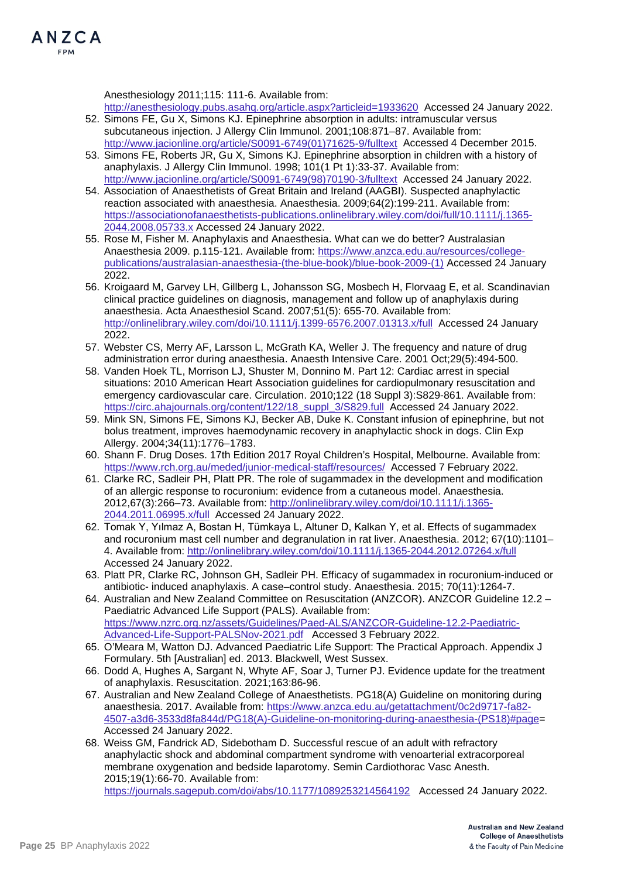Anesthesiology 2011;115: 111-6. Available from: http://anesthesiology.pubs.asahq.org/article.aspx?articleid=1933620 Accessed 24 January 2022.

52. Simons FE, Gu X, Simons KJ. Epinephrine absorption in adults: intramuscular versus subcutaneous injection. J Allergy Clin Immunol. 2001;108:871–87. Available from: http://www.jacionline.org/article/S0091-6749(01)71625-9/fulltext Accessed 4 December 2015.
53. Simons FE, Roberts JR, Gu X, Simons KJ. Epinephrine absorption in children with a history of anaphylaxis. J Allergy Clin Immunol. 1998; 101(1 Pt 1):33-37. Available from: http://www.jacionline.org/article/S0091-6749(98)70190-3/fulltext Accessed 24 January 2022.
54. Association of Anaesthetists of Great Britain and Ireland (AAGBI). Suspected anaphylactic reaction associated with anaesthesia. Anaesthesia. 2009;64(2):199-211. Available from: https://associationofanaesthetists-publications.onlinelibrary.wiley.com/doi/full/10.1111/j.1365-2044.2008.05733.x Accessed 24 January 2022.
55. Rose M, Fisher M. Anaphylaxis and Anaesthesia. What can we do better? Australasian Anaesthesia 2009. p.115-121. Available from: https://www.anzca.edu.au/resources/college-publications/australasian-anaesthesia-(the-blue-book)/blue-book-2009-(1) Accessed 24 January 2022.
56. Kroigaard M, Garvey LH, Gillberg L, Johansson SG, Mosbech H, Florvaag E, et al. Scandinavian clinical practice guidelines on diagnosis, management and follow up of anaphylaxis during anaesthesia. Acta Anaesthesiol Scand. 2007;51(5): 655-70. Available from: http://onlinelibrary.wiley.com/doi/10.1111/j.1399-6576.2007.01313.x/full Accessed 24 January 2022.
57. Webster CS, Merry AF, Larsson L, McGrath KA, Weller J. The frequency and nature of drug administration error during anaesthesia. Anaesth Intensive Care. 2001 Oct;29(5):494-500.
58. Vanden Hoek TL, Morrison LJ, Shuster M, Donnino M. Part 12: Cardiac arrest in special situations: 2010 American Heart Association guidelines for cardiopulmonary resuscitation and emergency cardiovascular care. Circulation. 2010;122 (18 Suppl 3):S829-861. Available from: https://circ.ahajournals.org/content/122/18_suppl_3/S829.full Accessed 24 January 2022.
59. Mink SN, Simons FE, Simons KJ, Becker AB, Duke K. Constant infusion of epinephrine, but not bolus treatment, improves haemodynamic recovery in anaphylactic shock in dogs. Clin Exp Allergy. 2004;34(11):1776–1783.
60. Shann F. Drug Doses. 17th Edition 2017 Royal Children's Hospital, Melbourne. Available from: https://www.rch.org.au/meded/junior-medical-staff/resources/ Accessed 7 February 2022.
61. Clarke RC, Sadleir PH, Platt PR. The role of sugammadex in the development and modification of an allergic response to rocuronium: evidence from a cutaneous model. Anaesthesia. 2012,67(3):266–73. Available from: http://onlinelibrary.wiley.com/doi/10.1111/j.1365-2044.2011.06995.x/full Accessed 24 January 2022.
62. Tomak Y, Yılmaz A, Bostan H, Tümkaya L, Altuner D, Kalkan Y, et al. Effects of sugammadex and rocuronium mast cell number and degranulation in rat liver. Anaesthesia. 2012; 67(10):1101–4. Available from: http://onlinelibrary.wiley.com/doi/10.1111/j.1365-2044.2012.07264.x/full Accessed 24 January 2022.
63. Platt PR, Clarke RC, Johnson GH, Sadleir PH. Efficacy of sugammadex in rocuronium-induced or antibiotic- induced anaphylaxis. A case–control study. Anaesthesia. 2015; 70(11):1264-7.
64. Australian and New Zealand Committee on Resuscitation (ANZCOR). ANZCOR Guideline 12.2 – Paediatric Advanced Life Support (PALS). Available from: https://www.nzrc.org.nz/assets/Guidelines/Paed-ALS/ANZCOR-Guideline-12.2-Paediatric-Advanced-Life-Support-PALSNov-2021.pdf Accessed 3 February 2022.
65. O'Meara M, Watton DJ. Advanced Paediatric Life Support: The Practical Approach. Appendix J Formulary. 5th [Australian] ed. 2013. Blackwell, West Sussex.
66. Dodd A, Hughes A, Sargant N, Whyte AF, Soar J, Turner PJ. Evidence update for the treatment of anaphylaxis. Resuscitation. 2021;163:86-96.
67. Australian and New Zealand College of Anaesthetists. PG18(A) Guideline on monitoring during anaesthesia. 2017. Available from: https://www.anzca.edu.au/getattachment/0c2d9717-fa82-4507-a3d6-3533d8fa844d/PG18(A)-Guideline-on-monitoring-during-anaesthesia-(PS18)#page= Accessed 24 January 2022.
68. Weiss GM, Fandrick AD, Sidebotham D. Successful rescue of an adult with refractory anaphylactic shock and abdominal compartment syndrome with venoarterial extracorporeal membrane oxygenation and bedside laparotomy. Semin Cardiothorac Vasc Anesth. 2015;19(1):66-70. Available from: https://journals.sagepub.com/doi/abs/10.1177/1089253214564192 Accessed 24 January 2022.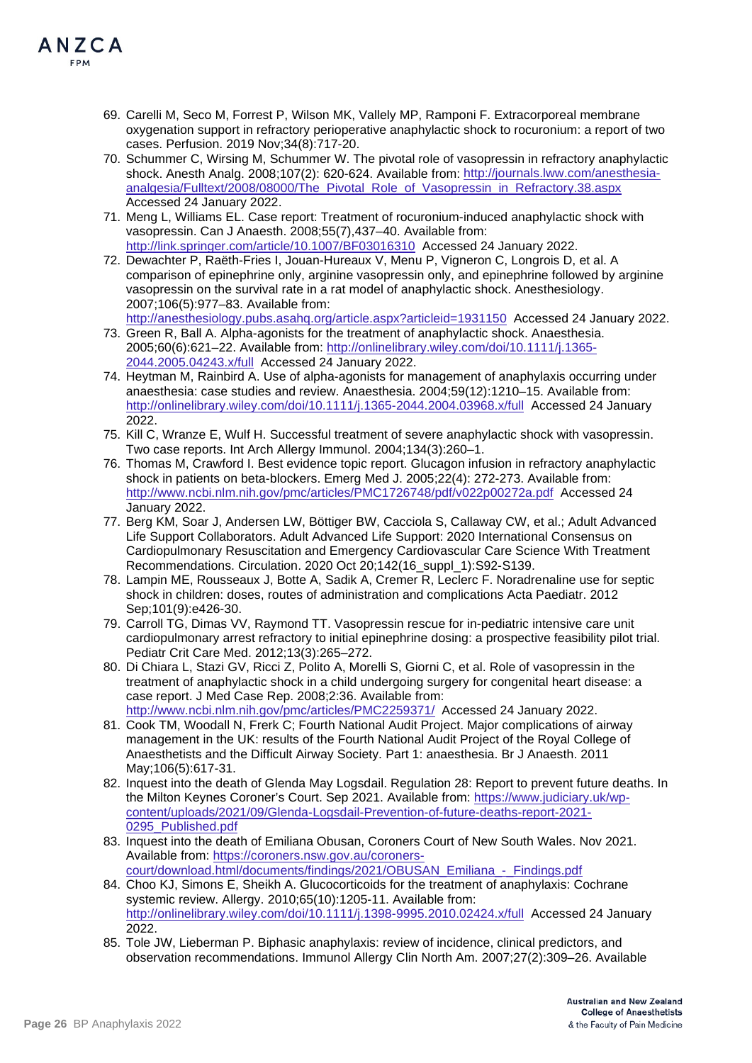69. Carelli M, Seco M, Forrest P, Wilson MK, Vallely MP, Ramponi F. Extracorporeal membrane oxygenation support in refractory perioperative anaphylactic shock to rocuronium: a report of two cases. Perfusion. 2019 Nov;34(8):717-20.
70. Schummer C, Wirsing M, Schummer W. The pivotal role of vasopressin in refractory anaphylactic shock. Anesth Analg. 2008;107(2): 620-624. Available from: http://journals.lww.com/anesthesia-analgesia/Fulltext/2008/08000/The_Pivotal_Role_of_Vasopressin_in_Refractory.38.aspx Accessed 24 January 2022.
71. Meng L, Williams EL. Case report: Treatment of rocuronium-induced anaphylactic shock with vasopressin. Can J Anaesth. 2008;55(7),437–40. Available from: http://link.springer.com/article/10.1007/BF03016310 Accessed 24 January 2022.
72. Dewachter P, Raëth-Fries I, Jouan-Hureaux V, Menu P, Vigneron C, Longrois D, et al. A comparison of epinephrine only, arginine vasopressin only, and epinephrine followed by arginine vasopressin on the survival rate in a rat model of anaphylactic shock. Anesthesiology. 2007;106(5):977–83. Available from: http://anesthesiology.pubs.asahq.org/article.aspx?articleid=1931150 Accessed 24 January 2022.
73. Green R, Ball A. Alpha-agonists for the treatment of anaphylactic shock. Anaesthesia. 2005;60(6):621–22. Available from: http://onlinelibrary.wiley.com/doi/10.1111/j.1365-2044.2005.04243.x/full Accessed 24 January 2022.
74. Heytman M, Rainbird A. Use of alpha-agonists for management of anaphylaxis occurring under anaesthesia: case studies and review. Anaesthesia. 2004;59(12):1210–15. Available from: http://onlinelibrary.wiley.com/doi/10.1111/j.1365-2044.2004.03968.x/full Accessed 24 January 2022.
75. Kill C, Wranze E, Wulf H. Successful treatment of severe anaphylactic shock with vasopressin. Two case reports. Int Arch Allergy Immunol. 2004;134(3):260–1.
76. Thomas M, Crawford I. Best evidence topic report. Glucagon infusion in refractory anaphylactic shock in patients on beta-blockers. Emerg Med J. 2005;22(4): 272-273. Available from: http://www.ncbi.nlm.nih.gov/pmc/articles/PMC1726748/pdf/v022p00272a.pdf Accessed 24 January 2022.
77. Berg KM, Soar J, Andersen LW, Böttiger BW, Cacciola S, Callaway CW, et al.; Adult Advanced Life Support Collaborators. Adult Advanced Life Support: 2020 International Consensus on Cardiopulmonary Resuscitation and Emergency Cardiovascular Care Science With Treatment Recommendations. Circulation. 2020 Oct 20;142(16_suppl_1):S92-S139.
78. Lampin ME, Rousseaux J, Botte A, Sadik A, Cremer R, Leclerc F. Noradrenaline use for septic shock in children: doses, routes of administration and complications Acta Paediatr. 2012 Sep;101(9):e426-30.
79. Carroll TG, Dimas VV, Raymond TT. Vasopressin rescue for in-pediatric intensive care unit cardiopulmonary arrest refractory to initial epinephrine dosing: a prospective feasibility pilot trial. Pediatr Crit Care Med. 2012;13(3):265–272.
80. Di Chiara L, Stazi GV, Ricci Z, Polito A, Morelli S, Giorni C, et al. Role of vasopressin in the treatment of anaphylactic shock in a child undergoing surgery for congenital heart disease: a case report. J Med Case Rep. 2008;2:36. Available from: http://www.ncbi.nlm.nih.gov/pmc/articles/PMC2259371/ Accessed 24 January 2022.
81. Cook TM, Woodall N, Frerk C; Fourth National Audit Project. Major complications of airway management in the UK: results of the Fourth National Audit Project of the Royal College of Anaesthetists and the Difficult Airway Society. Part 1: anaesthesia. Br J Anaesth. 2011 May;106(5):617-31.
82. Inquest into the death of Glenda May Logsdail. Regulation 28: Report to prevent future deaths. In the Milton Keynes Coroner's Court. Sep 2021. Available from: https://www.judiciary.uk/wp-content/uploads/2021/09/Glenda-Logsdail-Prevention-of-future-deaths-report-2021-0295_Published.pdf
83. Inquest into the death of Emiliana Obusan, Coroners Court of New South Wales. Nov 2021. Available from: https://coroners.nsw.gov.au/coroners-court/download.html/documents/findings/2021/OBUSAN_Emiliana_-_Findings.pdf
84. Choo KJ, Simons E, Sheikh A. Glucocorticoids for the treatment of anaphylaxis: Cochrane systemic review. Allergy. 2010;65(10):1205-11. Available from: http://onlinelibrary.wiley.com/doi/10.1111/j.1398-9995.2010.02424.x/full Accessed 24 January 2022.
85. Tole JW, Lieberman P. Biphasic anaphylaxis: review of incidence, clinical predictors, and observation recommendations. Immunol Allergy Clin North Am. 2007;27(2):309–26. Available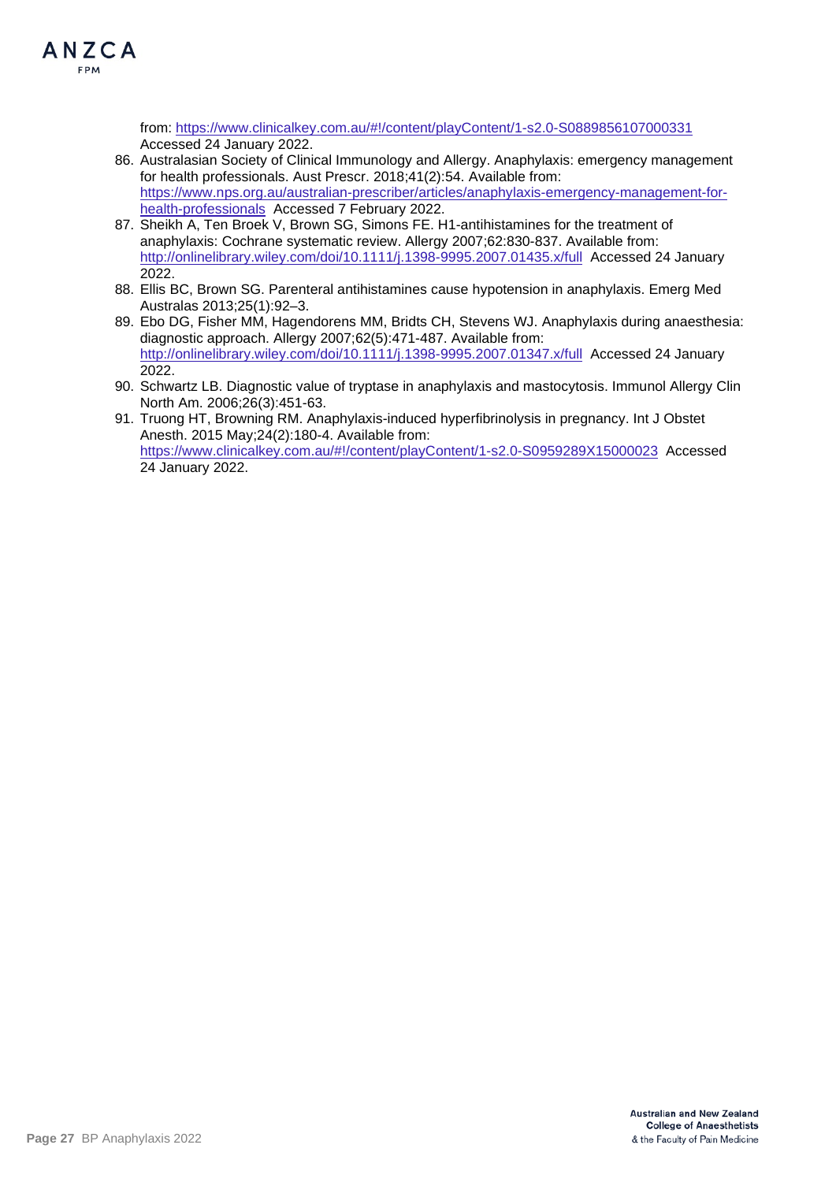from: https://www.clinicalkey.com.au/#!/content/playContent/1-s2.0-S0889856107000331 Accessed 24 January 2022.

86. Australasian Society of Clinical Immunology and Allergy. Anaphylaxis: emergency management for health professionals. Aust Prescr. 2018;41(2):54. Available from: https://www.nps.org.au/australian-prescriber/articles/anaphylaxis-emergency-management-for-health-professionals Accessed 7 February 2022.
87. Sheikh A, Ten Broek V, Brown SG, Simons FE. H1-antihistamines for the treatment of anaphylaxis: Cochrane systematic review. Allergy 2007;62:830-837. Available from: http://onlinelibrary.wiley.com/doi/10.1111/j.1398-9995.2007.01435.x/full Accessed 24 January 2022.
88. Ellis BC, Brown SG. Parenteral antihistamines cause hypotension in anaphylaxis. Emerg Med Australas 2013;25(1):92–3.
89. Ebo DG, Fisher MM, Hagendorens MM, Bridts CH, Stevens WJ. Anaphylaxis during anaesthesia: diagnostic approach. Allergy 2007;62(5):471-487. Available from: http://onlinelibrary.wiley.com/doi/10.1111/j.1398-9995.2007.01347.x/full Accessed 24 January 2022.
90. Schwartz LB. Diagnostic value of tryptase in anaphylaxis and mastocytosis. Immunol Allergy Clin North Am. 2006;26(3):451-63.
91. Truong HT, Browning RM. Anaphylaxis-induced hyperfibrinolysis in pregnancy. Int J Obstet Anesth. 2015 May;24(2):180-4. Available from: https://www.clinicalkey.com.au/#!/content/playContent/1-s2.0-S0959289X15000023 Accessed 24 January 2022.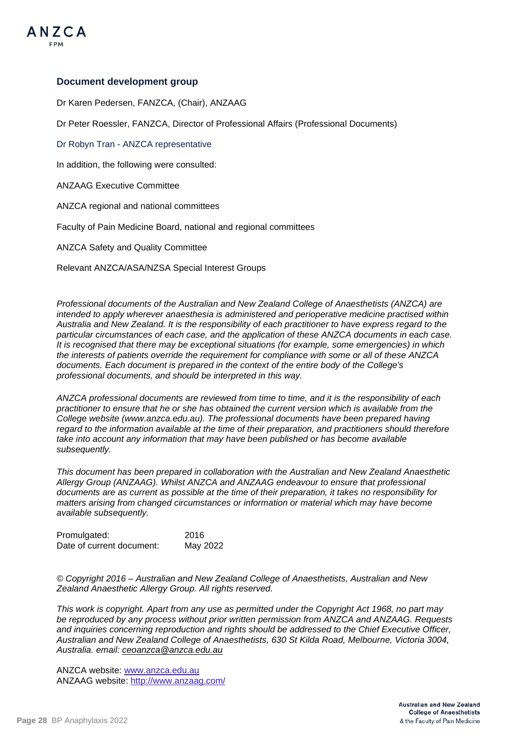### Document development group

Dr Karen Pedersen, FANZCA, (Chair), ANZAAG

Dr Peter Roessler, FANZCA, Director of Professional Affairs (Professional Documents)

Dr Robyn Tran - ANZCA representative

In addition, the following were consulted:

ANZAAG Executive Committee

ANZCA regional and national committees

Faculty of Pain Medicine Board, national and regional committees

ANZCA Safety and Quality Committee

Relevant ANZCA/ASA/NZSA Special Interest Groups

*Professional documents of the Australian and New Zealand College of Anaesthetists (ANZCA) are intended to apply wherever anaesthesia is administered and perioperative medicine practised within Australia and New Zealand. It is the responsibility of each practitioner to have express regard to the particular circumstances of each case, and the application of these ANZCA documents in each case. It is recognised that there may be exceptional situations (for example, some emergencies) in which the interests of patients override the requirement for compliance with some or all of these ANZCA documents. Each document is prepared in the context of the entire body of the College's professional documents, and should be interpreted in this way.*

*ANZCA professional documents are reviewed from time to time, and it is the responsibility of each practitioner to ensure that he or she has obtained the current version which is available from the College website (www.anzca.edu.au). The professional documents have been prepared having regard to the information available at the time of their preparation, and practitioners should therefore take into account any information that may have been published or has become available subsequently.*

*This document has been prepared in collaboration with the Australian and New Zealand Anaesthetic Allergy Group (ANZAAG). Whilst ANZCA and ANZAAG endeavour to ensure that professional documents are as current as possible at the time of their preparation, it takes no responsibility for matters arising from changed circumstances or information or material which may have become available subsequently.*

| | |
|---|---|
| Promulgated: | 2016 |
| Date of current document: | May 2022 |

*© Copyright 2016 – Australian and New Zealand College of Anaesthetists, Australian and New Zealand Anaesthetic Allergy Group. All rights reserved.*

*This work is copyright. Apart from any use as permitted under the Copyright Act 1968, no part may be reproduced by any process without prior written permission from ANZCA and ANZAAG. Requests and inquiries concerning reproduction and rights should be addressed to the Chief Executive Officer, Australian and New Zealand College of Anaesthetists, 630 St Kilda Road, Melbourne, Victoria 3004, Australia. email: ceoanzca@anzca.edu.au*

ANZCA website: www.anzca.edu.au
ANZAAG website: http://www.anzaag.com/